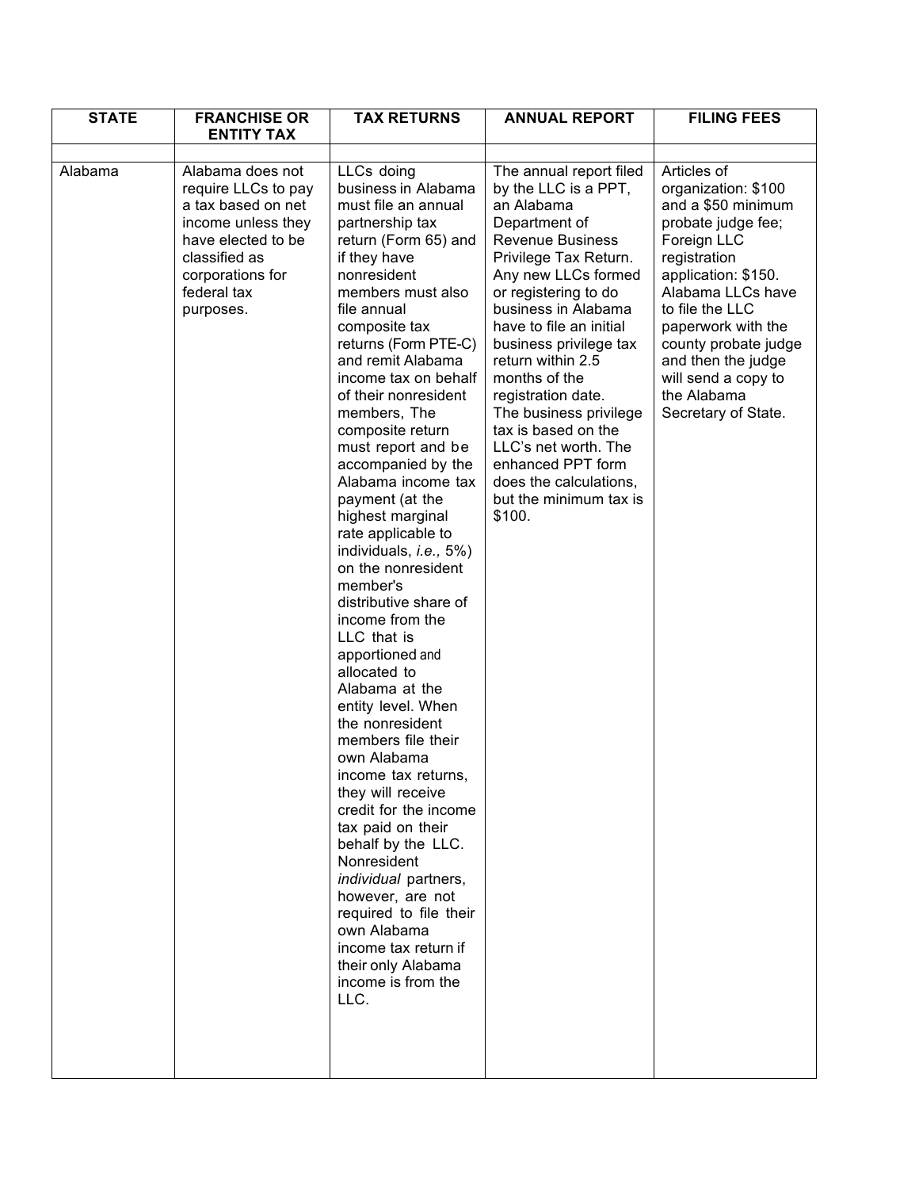| STATE | FRANCHISE OR ENTITY TAX | TAX RETURNS | ANNUAL REPORT | FILING FEES |
|---|---|---|---|---|
| | | | | |
| Alabama | Alabama does not require LLCs to pay a tax based on net income unless they have elected to be classified as corporations for federal tax purposes. | LLCs doing business in Alabama must file an annual partnership tax return (Form 65) and if they have nonresident members must also file annual composite tax returns (Form PTE-C) and remit Alabama income tax on behalf of their nonresident members, The composite return must report and be accompanied by the Alabama income tax payment (at the highest marginal rate applicable to individuals, *i.e.,* 5%) on the nonresident member's distributive share of income from the LLC that is apportioned and allocated to Alabama at the entity level. When the nonresident members file their own Alabama income tax returns, they will receive credit for the income tax paid on their behalf by the LLC. Nonresident *individual* partners, however, are not required to file their own Alabama income tax return if their only Alabama income is from the LLC. | The annual report filed by the LLC is a PPT, an Alabama Department of Revenue Business Privilege Tax Return. Any new LLCs formed or registering to do business in Alabama have to file an initial business privilege tax return within 2.5 months of the registration date. The business privilege tax is based on the LLC's net worth. The enhanced PPT form does the calculations, but the minimum tax is $100. | Articles of organization: $100 and a $50 minimum probate judge fee; Foreign LLC registration application: $150. Alabama LLCs have to file the LLC paperwork with the county probate judge and then the judge will send a copy to the Alabama Secretary of State. |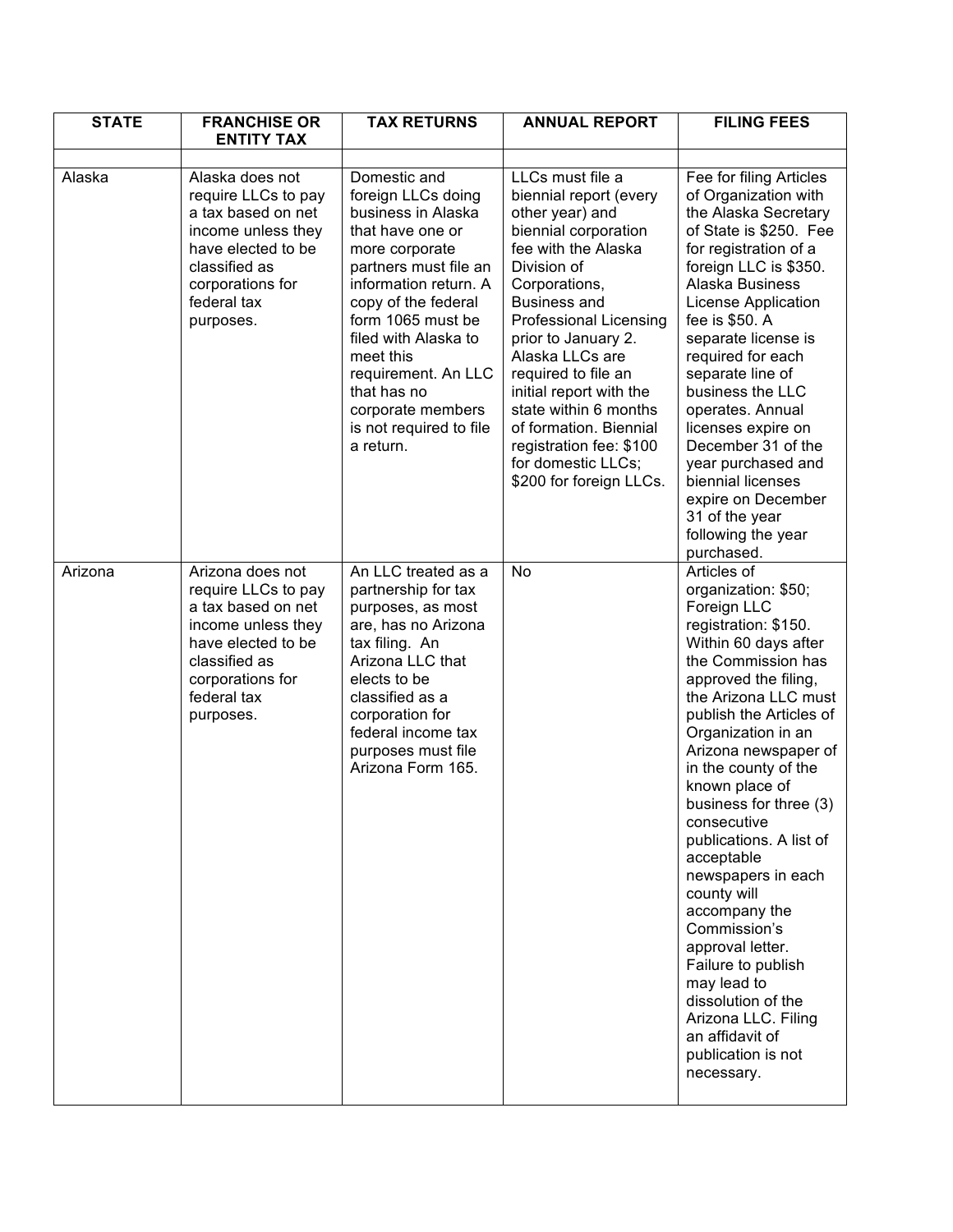| STATE | FRANCHISE OR ENTITY TAX | TAX RETURNS | ANNUAL REPORT | FILING FEES |
| --- | --- | --- | --- | --- |
| | | | | |
| Alaska | Alaska does not require LLCs to pay a tax based on net income unless they have elected to be classified as corporations for federal tax purposes. | Domestic and foreign LLCs doing business in Alaska that have one or more corporate partners must file an information return. A copy of the federal form 1065 must be filed with Alaska to meet this requirement. An LLC that has no corporate members is not required to file a return. | LLCs must file a biennial report (every other year) and biennial corporation fee with the Alaska Division of Corporations, Business and Professional Licensing prior to January 2. Alaska LLCs are required to file an initial report with the state within 6 months of formation. Biennial registration fee: $100 for domestic LLCs; $200 for foreign LLCs. | Fee for filing Articles of Organization with the Alaska Secretary of State is $250. Fee for registration of a foreign LLC is $350. Alaska Business License Application fee is $50. A separate license is required for each separate line of business the LLC operates. Annual licenses expire on December 31 of the year purchased and biennial licenses expire on December 31 of the year following the year purchased. |
| Arizona | Arizona does not require LLCs to pay a tax based on net income unless they have elected to be classified as corporations for federal tax purposes. | An LLC treated as a partnership for tax purposes, as most are, has no Arizona tax filing. An Arizona LLC that elects to be classified as a corporation for federal income tax purposes must file Arizona Form 165. | No | Articles of organization: $50; Foreign LLC registration: $150. Within 60 days after the Commission has approved the filing, the Arizona LLC must publish the Articles of Organization in an Arizona newspaper of in the county of the known place of business for three (3) consecutive publications. A list of acceptable newspapers in each county will accompany the Commission's approval letter. Failure to publish may lead to dissolution of the Arizona LLC. Filing an affidavit of publication is not necessary. |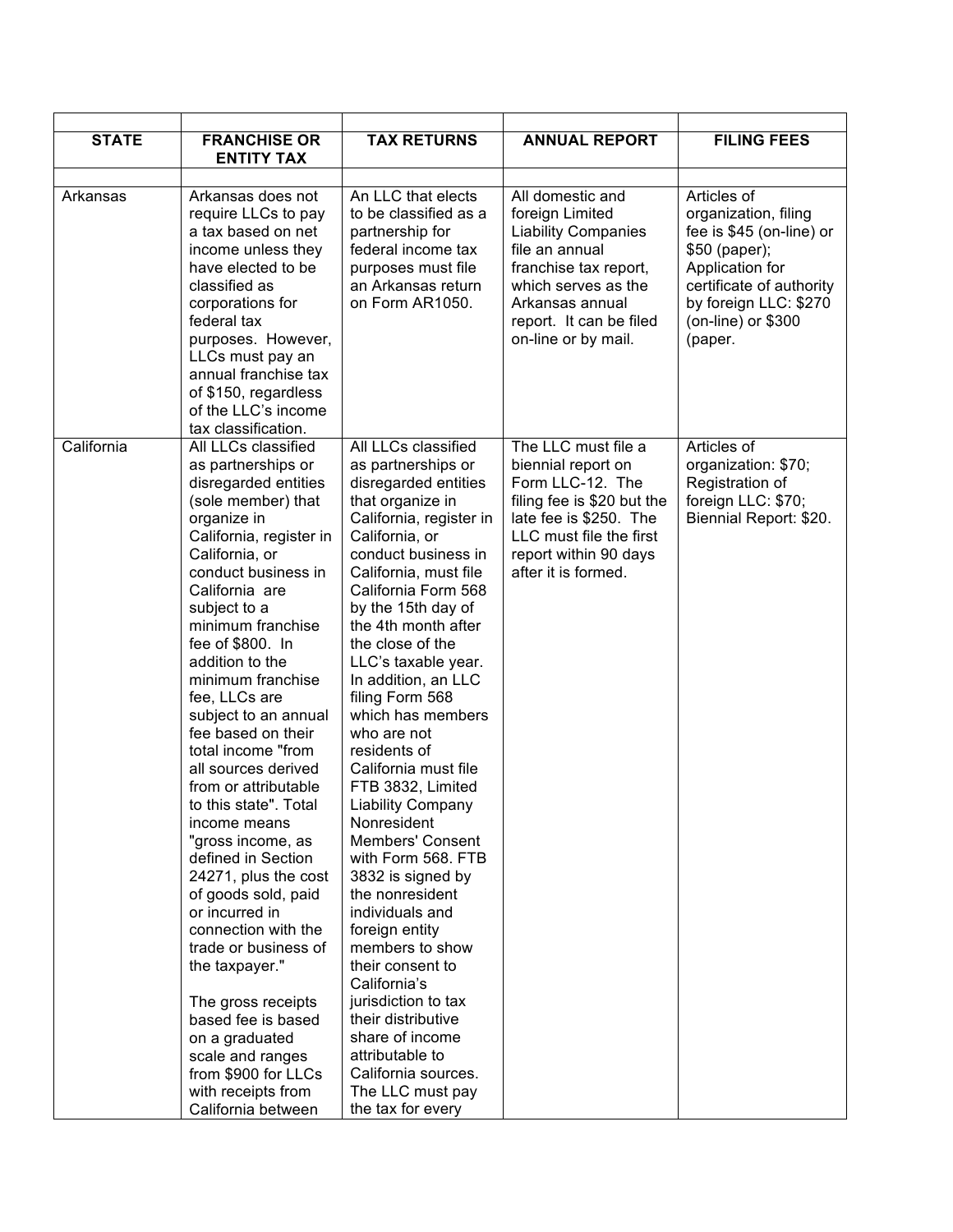| STATE | FRANCHISE OR ENTITY TAX | TAX RETURNS | ANNUAL REPORT | FILING FEES |
|---|---|---|---|---|
| | | | | |
| Arkansas | Arkansas does not require LLCs to pay a tax based on net income unless they have elected to be classified as corporations for federal tax purposes. However, LLCs must pay an annual franchise tax of $150, regardless of the LLC's income tax classification. | An LLC that elects to be classified as a partnership for federal income tax purposes must file an Arkansas return on Form AR1050. | All domestic and foreign Limited Liability Companies file an annual franchise tax report, which serves as the Arkansas annual report. It can be filed on-line or by mail. | Articles of organization, filing fee is $45 (on-line) or $50 (paper); Application for certificate of authority by foreign LLC: $270 (on-line) or $300 (paper. |
| California | All LLCs classified as partnerships or disregarded entities (sole member) that organize in California, register in California, or conduct business in California are subject to a minimum franchise fee of $800. In addition to the minimum franchise fee, LLCs are subject to an annual fee based on their total income "from all sources derived from or attributable to this state". Total income means "gross income, as defined in Section 24271, plus the cost of goods sold, paid or incurred in connection with the trade or business of the taxpayer."<br><br>The gross receipts based fee is based on a graduated scale and ranges from $900 for LLCs with receipts from California between | All LLCs classified as partnerships or disregarded entities that organize in California, register in California, or conduct business in California, must file California Form 568 by the 15th day of the 4th month after the close of the LLC's taxable year. In addition, an LLC filing Form 568 which has members who are not residents of California must file FTB 3832, Limited Liability Company Nonresident Members' Consent with Form 568. FTB 3832 is signed by the nonresident individuals and foreign entity members to show their consent to California's jurisdiction to tax their distributive share of income attributable to California sources. The LLC must pay the tax for every | The LLC must file a biennial report on Form LLC-12. The filing fee is $20 but the late fee is $250. The LLC must file the first report within 90 days after it is formed. | Articles of organization: $70; Registration of foreign LLC: $70; Biennial Report: $20. |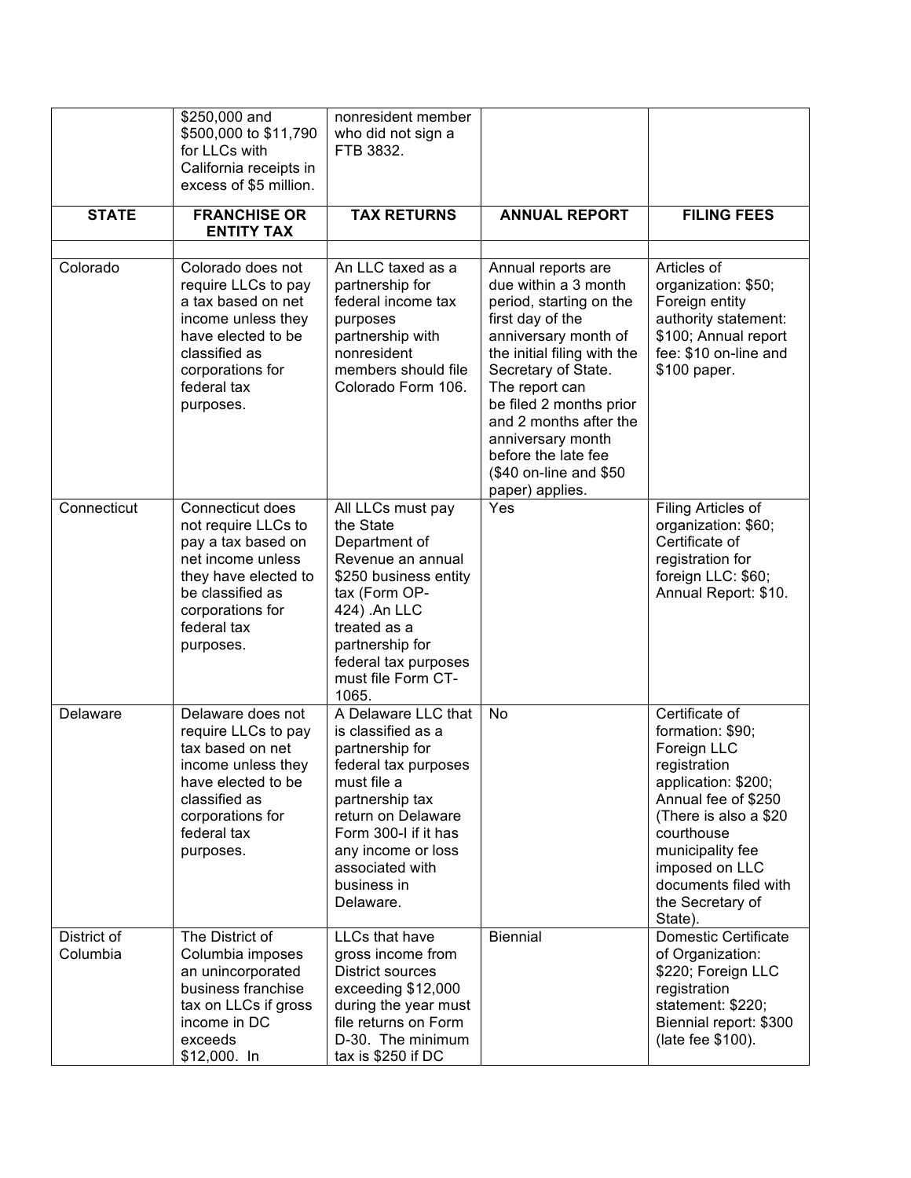| | $250,000 and $500,000 to $11,790 for LLCs with California receipts in excess of $5 million. | nonresident member who did not sign a FTB 3832. | | |
|---|---|---|---|---|
| **STATE** | **FRANCHISE OR ENTITY TAX** | **TAX RETURNS** | **ANNUAL REPORT** | **FILING FEES** |
| | | | | |
| Colorado | Colorado does not require LLCs to pay a tax based on net income unless they have elected to be classified as corporations for federal tax purposes. | An LLC taxed as a partnership for federal income tax purposes partnership with nonresident members should file Colorado Form 106. | Annual reports are due within a 3 month period, starting on the first day of the anniversary month of the initial filing with the Secretary of State. The report can be filed 2 months prior and 2 months after the anniversary month before the late fee ($40 on-line and $50 paper) applies. | Articles of organization: $50; Foreign entity authority statement: $100; Annual report fee: $10 on-line and $100 paper. |
| Connecticut | Connecticut does not require LLCs to pay a tax based on net income unless they have elected to be classified as corporations for federal tax purposes. | All LLCs must pay the State Department of Revenue an annual $250 business entity tax (Form OP-424) .An LLC treated as a partnership for federal tax purposes must file Form CT-1065. | Yes | Filing Articles of organization: $60; Certificate of registration for foreign LLC: $60; Annual Report: $10. |
| Delaware | Delaware does not require LLCs to pay tax based on net income unless they have elected to be classified as corporations for federal tax purposes. | A Delaware LLC that is classified as a partnership for federal tax purposes must file a partnership tax return on Delaware Form 300-I if it has any income or loss associated with business in Delaware. | No | Certificate of formation: $90; Foreign LLC registration application: $200; Annual fee of $250 (There is also a $20 courthouse municipality fee imposed on LLC documents filed with the Secretary of State). |
| District of Columbia | The District of Columbia imposes an unincorporated business franchise tax on LLCs if gross income in DC exceeds $12,000. In | LLCs that have gross income from District sources exceeding $12,000 during the year must file returns on Form D-30. The minimum tax is $250 if DC | Biennial | Domestic Certificate of Organization: $220; Foreign LLC registration statement: $220; Biennial report: $300 (late fee $100). |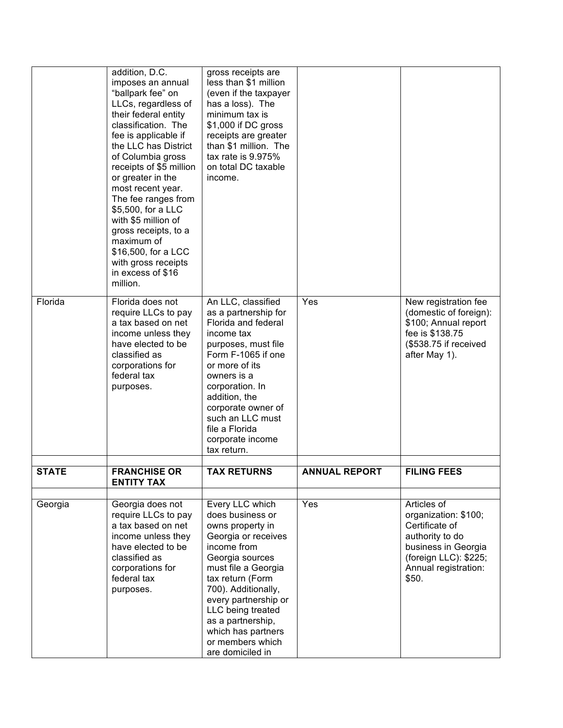| | | | | |
|---|---|---|---|---|
| | addition, D.C. imposes an annual "ballpark fee" on LLCs, regardless of their federal entity classification. The fee is applicable if the LLC has District of Columbia gross receipts of $5 million or greater in the most recent year. The fee ranges from $5,500, for a LLC with $5 million of gross receipts, to a maximum of $16,500, for a LCC with gross receipts in excess of $16 million. | gross receipts are less than $1 million (even if the taxpayer has a loss). The minimum tax is $1,000 if DC gross receipts are greater than $1 million. The tax rate is 9.975% on total DC taxable income. | | |
| Florida | Florida does not require LLCs to pay a tax based on net income unless they have elected to be classified as corporations for federal tax purposes. | An LLC, classified as a partnership for Florida and federal income tax purposes, must file Form F-1065 if one or more of its owners is a corporation. In addition, the corporate owner of such an LLC must file a Florida corporate income tax return. | Yes | New registration fee (domestic of foreign): $100; Annual report fee is $138.75 ($538.75 if received after May 1). |
| | | | | |
| **STATE** | **FRANCHISE OR ENTITY TAX** | **TAX RETURNS** | **ANNUAL REPORT** | **FILING FEES** |
| | | | | |
| Georgia | Georgia does not require LLCs to pay a tax based on net income unless they have elected to be classified as corporations for federal tax purposes. | Every LLC which does business or owns property in Georgia or receives income from Georgia sources must file a Georgia tax return (Form 700). Additionally, every partnership or LLC being treated as a partnership, which has partners or members which are domiciled in | Yes | Articles of organization: $100; Certificate of authority to do business in Georgia (foreign LLC): $225; Annual registration: $50. |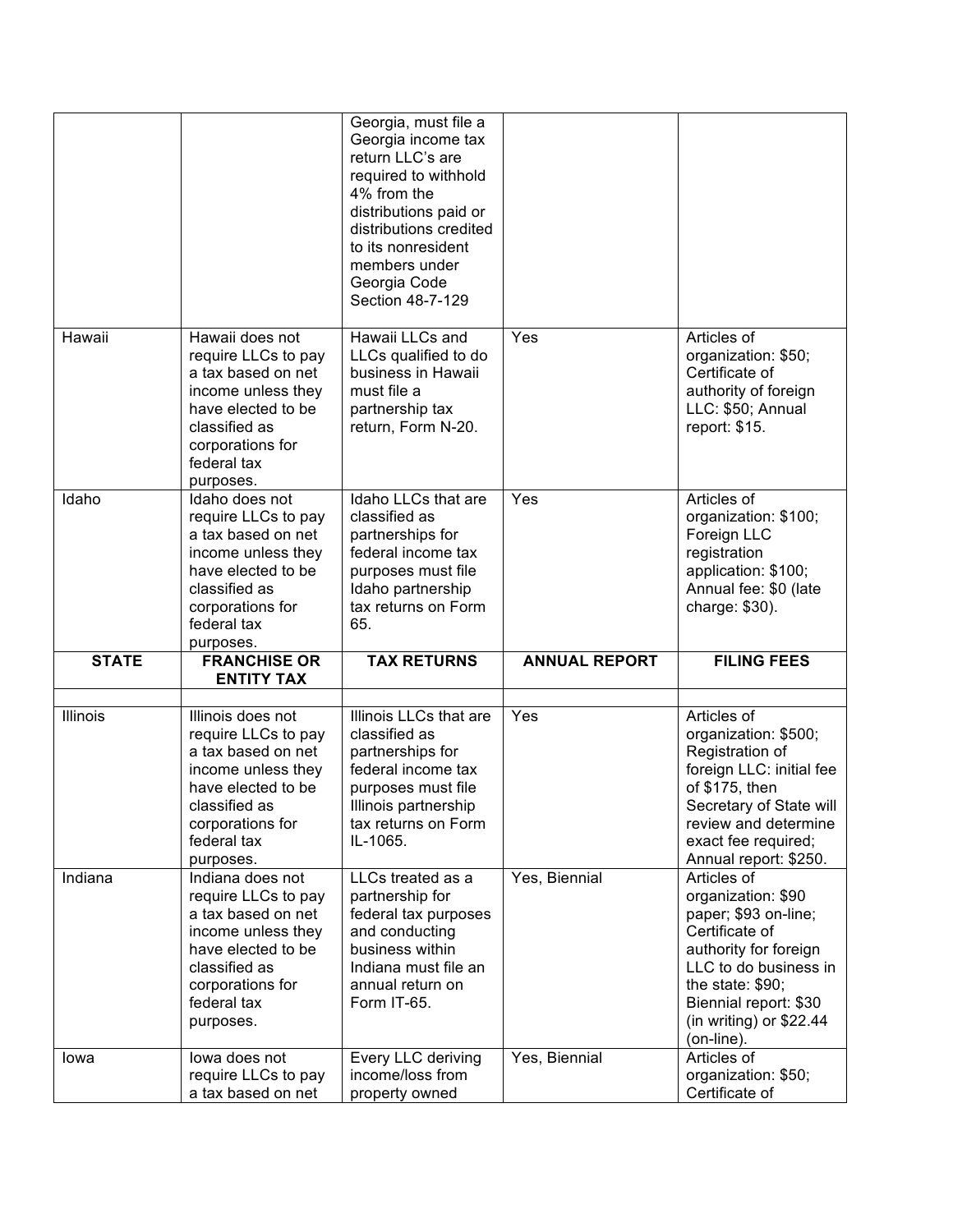| | | Georgia, must file a Georgia income tax return LLC's are required to withhold 4% from the distributions paid or distributions credited to its nonresident members under Georgia Code Section 48-7-129 | | |
|---|---|---|---|---|
| Hawaii | Hawaii does not require LLCs to pay a tax based on net income unless they have elected to be classified as corporations for federal tax purposes. | Hawaii LLCs and LLCs qualified to do business in Hawaii must file a partnership tax return, Form N-20. | Yes | Articles of organization: $50; Certificate of authority of foreign LLC: $50; Annual report: $15. |
| Idaho | Idaho does not require LLCs to pay a tax based on net income unless they have elected to be classified as corporations for federal tax purposes. | Idaho LLCs that are classified as partnerships for federal income tax purposes must file Idaho partnership tax returns on Form 65. | Yes | Articles of organization: $100; Foreign LLC registration application: $100; Annual fee: $0 (late charge: $30). |
| **STATE** | **FRANCHISE OR ENTITY TAX** | **TAX RETURNS** | **ANNUAL REPORT** | **FILING FEES** |
| | | | | |
| Illinois | Illinois does not require LLCs to pay a tax based on net income unless they have elected to be classified as corporations for federal tax purposes. | Illinois LLCs that are classified as partnerships for federal income tax purposes must file Illinois partnership tax returns on Form IL-1065. | Yes | Articles of organization: $500; Registration of foreign LLC: initial fee of $175, then Secretary of State will review and determine exact fee required; Annual report: $250. |
| Indiana | Indiana does not require LLCs to pay a tax based on net income unless they have elected to be classified as corporations for federal tax purposes. | LLCs treated as a partnership for federal tax purposes and conducting business within Indiana must file an annual return on Form IT-65. | Yes, Biennial | Articles of organization: $90 paper; $93 on-line; Certificate of authority for foreign LLC to do business in the state: $90; Biennial report: $30 (in writing) or $22.44 (on-line). |
| Iowa | Iowa does not require LLCs to pay a tax based on net | Every LLC deriving income/loss from property owned | Yes, Biennial | Articles of organization: $50; Certificate of |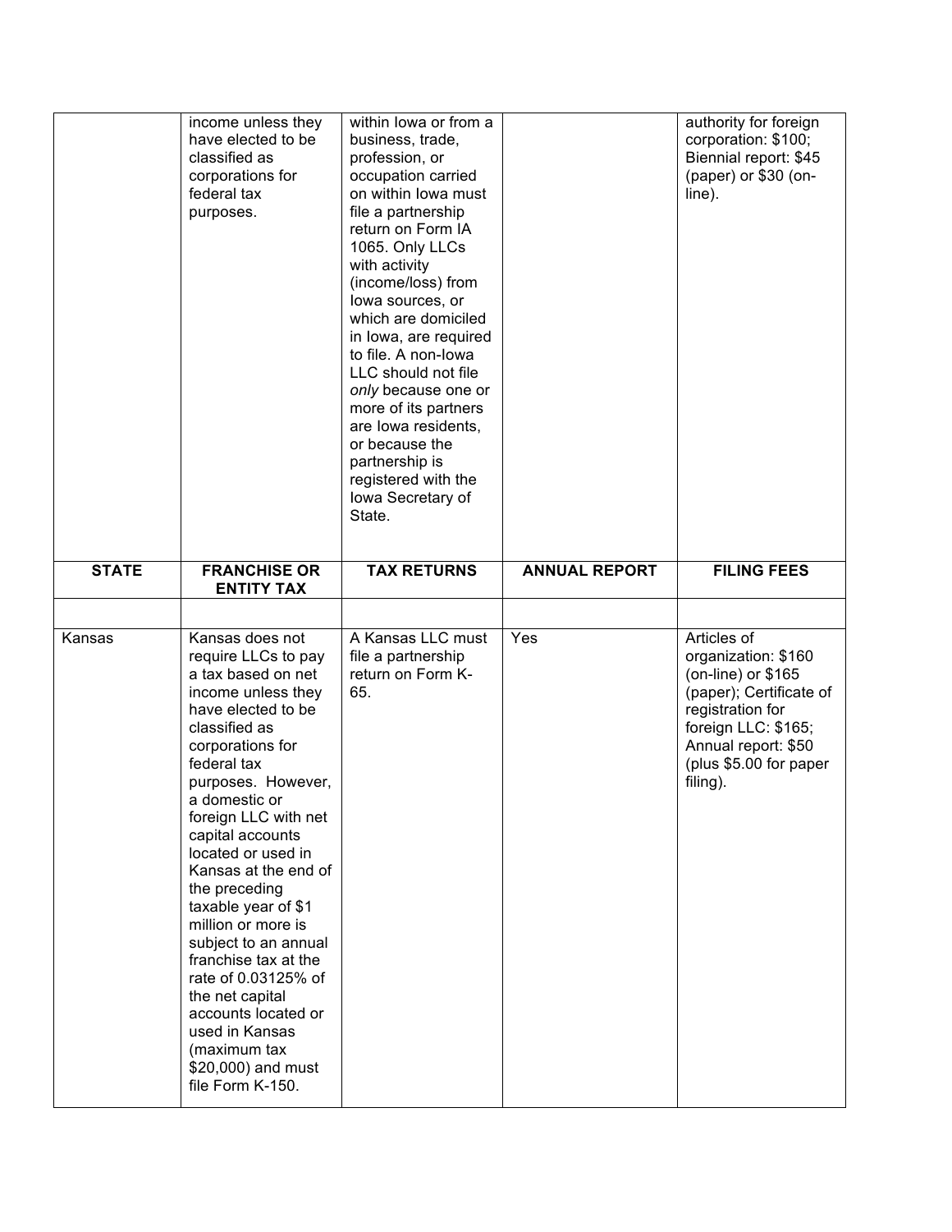| | | | | |
|---|---|---|---|---|
| | income unless they have elected to be classified as corporations for federal tax purposes. | within Iowa or from a business, trade, profession, or occupation carried on within Iowa must file a partnership return on Form IA 1065. Only LLCs with activity (income/loss) from Iowa sources, or which are domiciled in Iowa, are required to file. A non-Iowa LLC should not file *only* because one or more of its partners are Iowa residents, or because the partnership is registered with the Iowa Secretary of State. | | authority for foreign corporation: $100; Biennial report: $45 (paper) or $30 (on-line). |

| STATE | FRANCHISE OR ENTITY TAX | TAX RETURNS | ANNUAL REPORT | FILING FEES |
|---|---|---|---|---|
| | | | | |
| Kansas | Kansas does not require LLCs to pay a tax based on net income unless they have elected to be classified as corporations for federal tax purposes. However, a domestic or foreign LLC with net capital accounts located or used in Kansas at the end of the preceding taxable year of $1 million or more is subject to an annual franchise tax at the rate of 0.03125% of the net capital accounts located or used in Kansas (maximum tax $20,000) and must file Form K-150. | A Kansas LLC must file a partnership return on Form K-65. | Yes | Articles of organization: $160 (on-line) or $165 (paper); Certificate of registration for foreign LLC: $165; Annual report: $50 (plus $5.00 for paper filing). |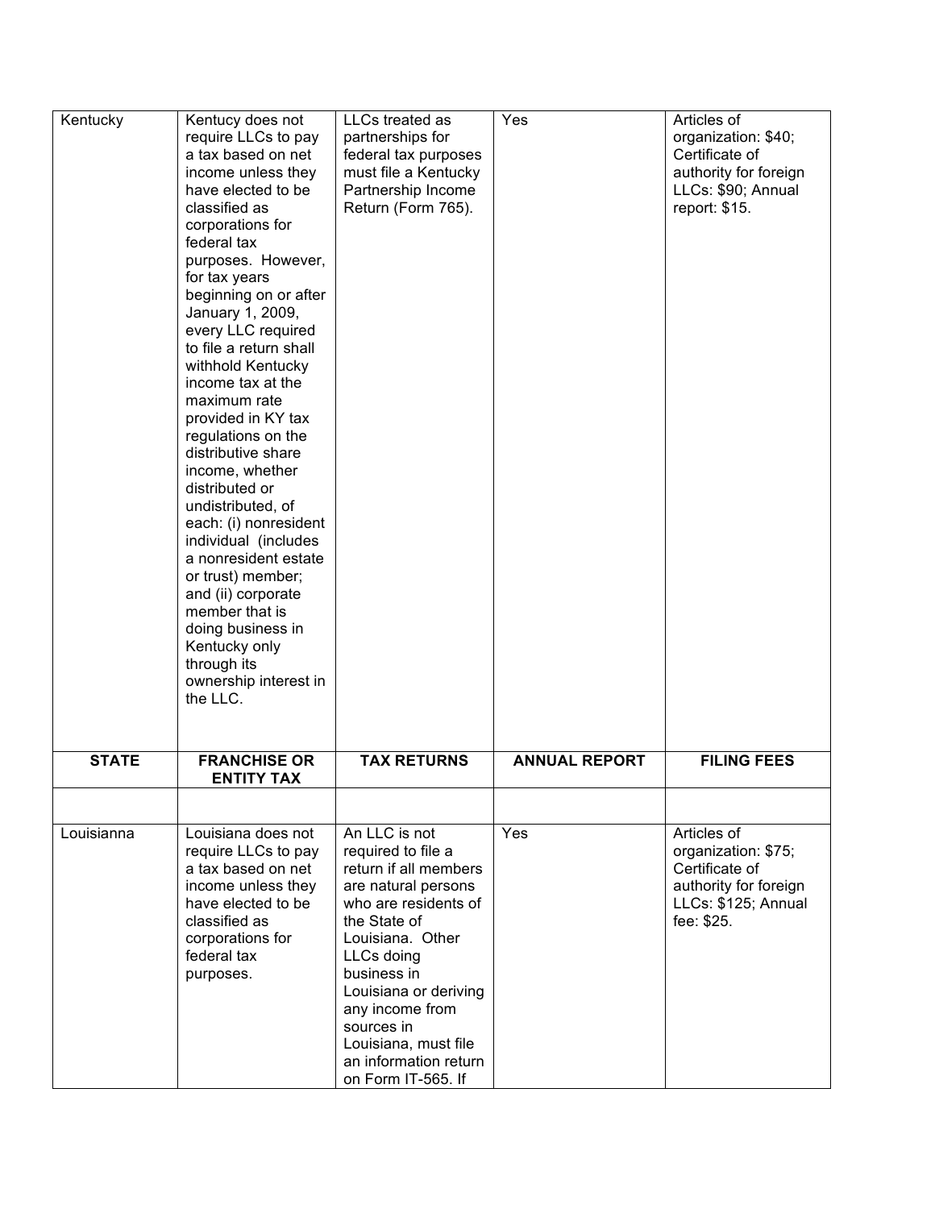| | | | | |
|---|---|---|---|---|
| Kentucky | Kentucy does not require LLCs to pay a tax based on net income unless they have elected to be classified as corporations for federal tax purposes. However, for tax years beginning on or after January 1, 2009, every LLC required to file a return shall withhold Kentucky income tax at the maximum rate provided in KY tax regulations on the distributive share income, whether distributed or undistributed, of each: (i) nonresident individual (includes a nonresident estate or trust) member; and (ii) corporate member that is doing business in Kentucky only through its ownership interest in the LLC. | LLCs treated as partnerships for federal tax purposes must file a Kentucky Partnership Income Return (Form 765). | Yes | Articles of organization: $40; Certificate of authority for foreign LLCs: $90; Annual report: $15. |

| STATE | FRANCHISE OR ENTITY TAX | TAX RETURNS | ANNUAL REPORT | FILING FEES |
|---|---|---|---|---|
| | | | | |
| Louisianna | Louisiana does not require LLCs to pay a tax based on net income unless they have elected to be classified as corporations for federal tax purposes. | An LLC is not required to file a return if all members are natural persons who are residents of the State of Louisiana. Other LLCs doing business in Louisiana or deriving any income from sources in Louisiana, must file an information return on Form IT-565. If | Yes | Articles of organization: $75; Certificate of authority for foreign LLCs: $125; Annual fee: $25. |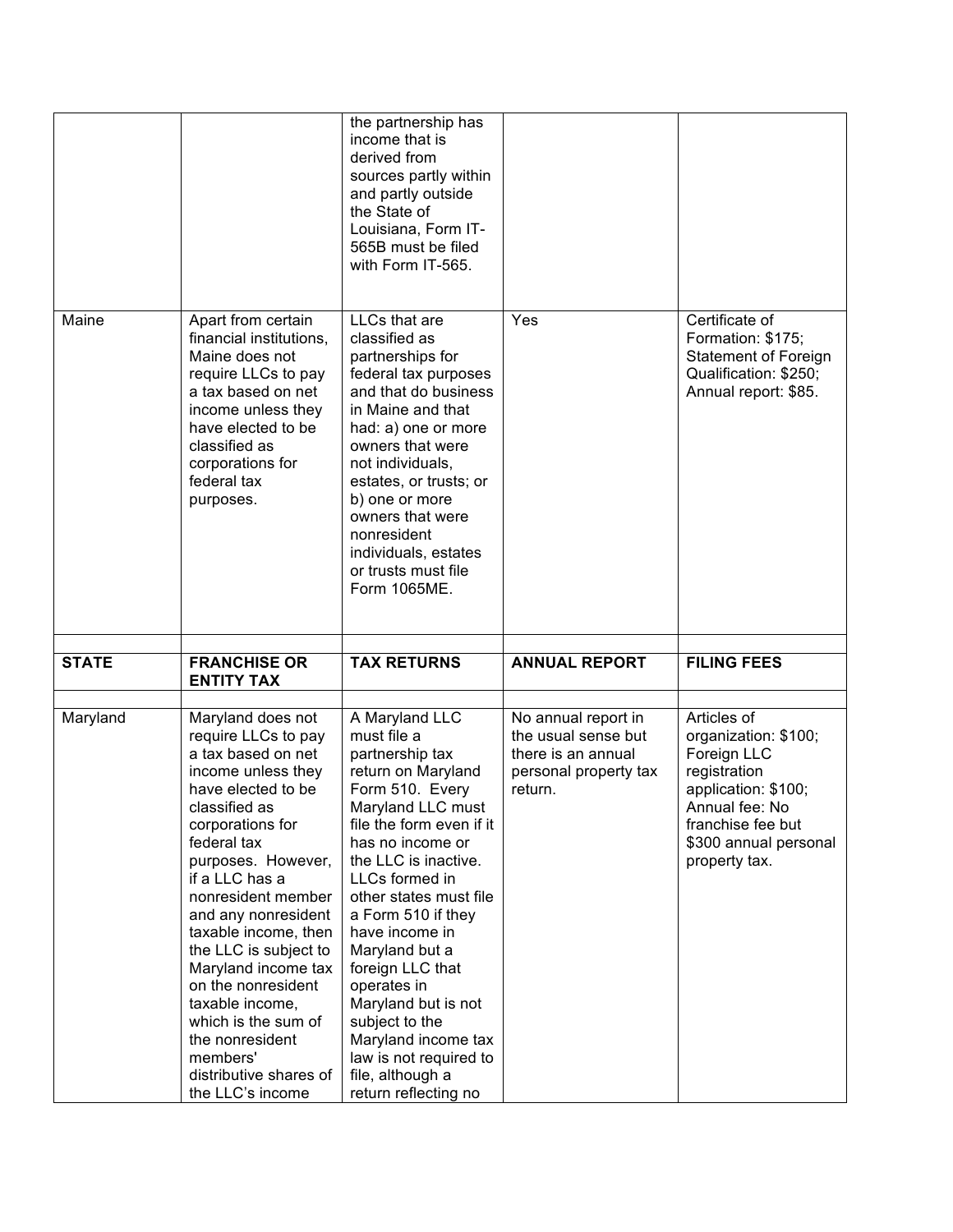| | | | | |
|---|---|---|---|---|
| | | the partnership has income that is derived from sources partly within and partly outside the State of Louisiana, Form IT-565B must be filed with Form IT-565. | | |
| Maine | Apart from certain financial institutions, Maine does not require LLCs to pay a tax based on net income unless they have elected to be classified as corporations for federal tax purposes. | LLCs that are classified as partnerships for federal tax purposes and that do business in Maine and that had: a) one or more owners that were not individuals, estates, or trusts; or b) one or more owners that were nonresident individuals, estates or trusts must file Form 1065ME. | Yes | Certificate of Formation: $175; Statement of Foreign Qualification: $250; Annual report: $85. |

| STATE | FRANCHISE OR ENTITY TAX | TAX RETURNS | ANNUAL REPORT | FILING FEES |
|---|---|---|---|---|
| Maryland | Maryland does not require LLCs to pay a tax based on net income unless they have elected to be classified as corporations for federal tax purposes. However, if a LLC has a nonresident member and any nonresident taxable income, then the LLC is subject to Maryland income tax on the nonresident taxable income, which is the sum of the nonresident members' distributive shares of the LLC's income | A Maryland LLC must file a partnership tax return on Maryland Form 510. Every Maryland LLC must file the form even if it has no income or the LLC is inactive. LLCs formed in other states must file a Form 510 if they have income in Maryland but a foreign LLC that operates in Maryland but is not subject to the Maryland income tax law is not required to file, although a return reflecting no | No annual report in the usual sense but there is an annual personal property tax return. | Articles of organization: $100; Foreign LLC registration application: $100; Annual fee: No franchise fee but $300 annual personal property tax. |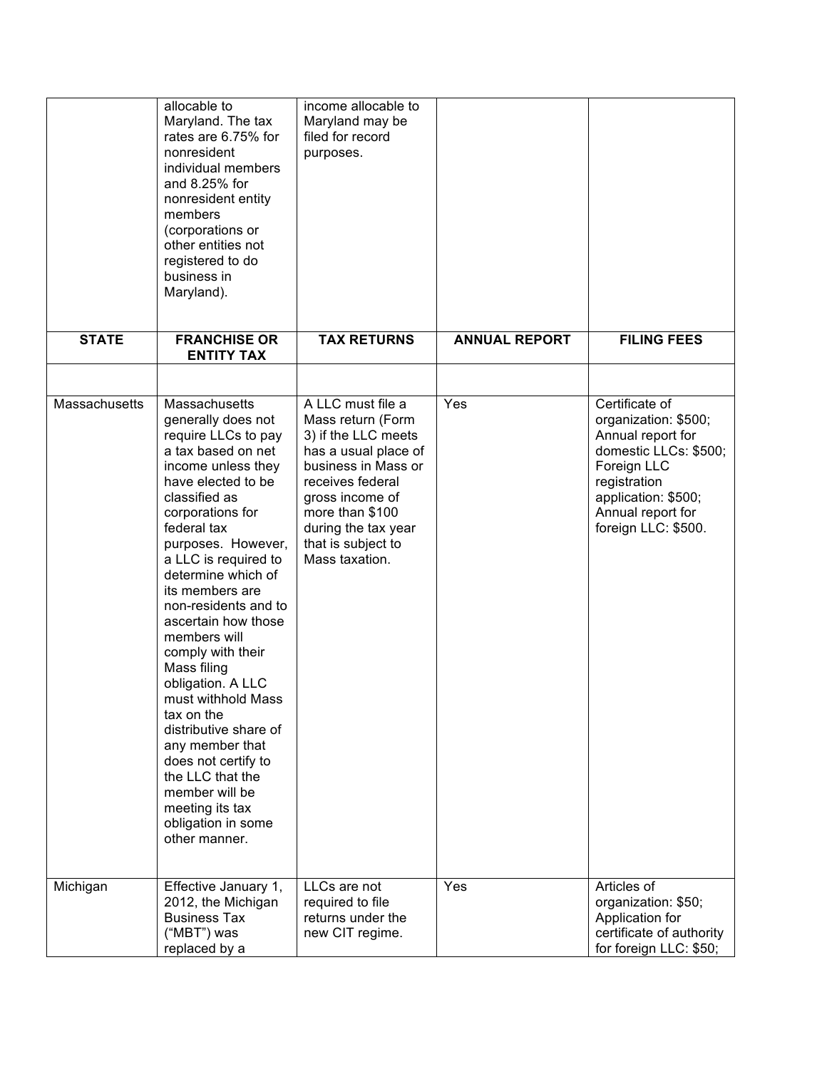| STATE | FRANCHISE OR ENTITY TAX | TAX RETURNS | ANNUAL REPORT | FILING FEES |
|---|---|---|---|---|
| | allocable to Maryland. The tax rates are 6.75% for nonresident individual members and 8.25% for nonresident entity members (corporations or other entities not registered to do business in Maryland). | income allocable to Maryland may be filed for record purposes. | | |
| **STATE** | **FRANCHISE OR ENTITY TAX** | **TAX RETURNS** | **ANNUAL REPORT** | **FILING FEES** |
| | | | | |
| Massachusetts | Massachusetts generally does not require LLCs to pay a tax based on net income unless they have elected to be classified as corporations for federal tax purposes. However, a LLC is required to determine which of its members are non-residents and to ascertain how those members will comply with their Mass filing obligation. A LLC must withhold Mass tax on the distributive share of any member that does not certify to the LLC that the member will be meeting its tax obligation in some other manner. | A LLC must file a Mass return (Form 3) if the LLC meets has a usual place of business in Mass or receives federal gross income of more than $100 during the tax year that is subject to Mass taxation. | Yes | Certificate of organization: $500; Annual report for domestic LLCs: $500; Foreign LLC registration application: $500; Annual report for foreign LLC: $500. |
| Michigan | Effective January 1, 2012, the Michigan Business Tax ("MBT") was replaced by a | LLCs are not required to file returns under the new CIT regime. | Yes | Articles of organization: $50; Application for certificate of authority for foreign LLC: $50; |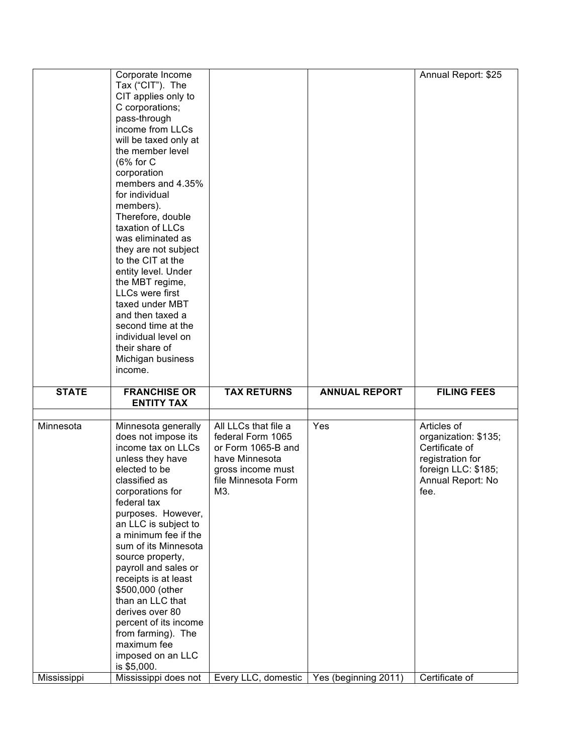| | | | | |
|---|---|---|---|---|
| | Corporate Income Tax ("CIT"). The CIT applies only to C corporations; pass-through income from LLCs will be taxed only at the member level (6% for C corporation members and 4.35% for individual members). Therefore, double taxation of LLCs was eliminated as they are not subject to the CIT at the entity level. Under the MBT regime, LLCs were first taxed under MBT and then taxed a second time at the individual level on their share of Michigan business income. | | | Annual Report: $25 |

| STATE | FRANCHISE OR ENTITY TAX | TAX RETURNS | ANNUAL REPORT | FILING FEES |
|---|---|---|---|---|
| | | | | |
| Minnesota | Minnesota generally does not impose its income tax on LLCs unless they have elected to be classified as corporations for federal tax purposes. However, an LLC is subject to a minimum fee if the sum of its Minnesota source property, payroll and sales or receipts is at least $500,000 (other than an LLC that derives over 80 percent of its income from farming). The maximum fee imposed on an LLC is $5,000. | All LLCs that file a federal Form 1065 or Form 1065-B and have Minnesota gross income must file Minnesota Form M3. | Yes | Articles of organization: $135; Certificate of registration for foreign LLC: $185; Annual Report: No fee. |
| Mississippi | Mississippi does not | Every LLC, domestic | Yes (beginning 2011) | Certificate of |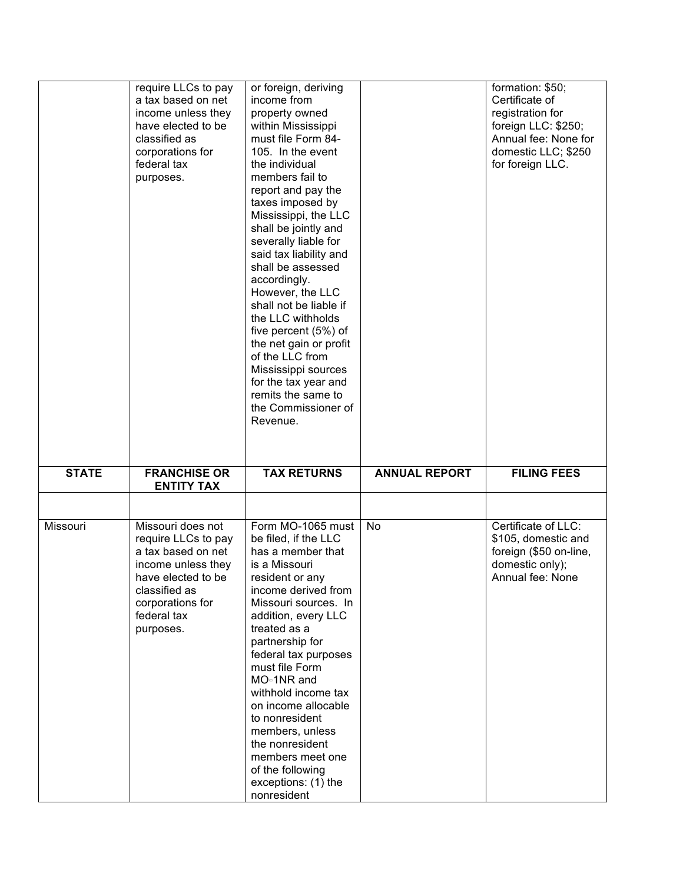| | | | | |
|---|---|---|---|---|
| | require LLCs to pay a tax based on net income unless they have elected to be classified as corporations for federal tax purposes. | or foreign, deriving income from property owned within Mississippi must file Form 84-105. In the event the individual members fail to report and pay the taxes imposed by Mississippi, the LLC shall be jointly and severally liable for said tax liability and shall be assessed accordingly. However, the LLC shall not be liable if the LLC withholds five percent (5%) of the net gain or profit of the LLC from Mississippi sources for the tax year and remits the same to the Commissioner of Revenue. | | formation: $50; Certificate of registration for foreign LLC: $250; Annual fee: None for domestic LLC; $250 for foreign LLC. |

| STATE | FRANCHISE OR ENTITY TAX | TAX RETURNS | ANNUAL REPORT | FILING FEES |
|---|---|---|---|---|
| | | | | |
| Missouri | Missouri does not require LLCs to pay a tax based on net income unless they have elected to be classified as corporations for federal tax purposes. | Form MO-1065 must be filed, if the LLC has a member that is a Missouri resident or any income derived from Missouri sources. In addition, every LLC treated as a partnership for federal tax purposes must file Form MO-1NR and withhold income tax on income allocable to nonresident members, unless the nonresident members meet one of the following exceptions: (1) the nonresident | No | Certificate of LLC: $105, domestic and foreign ($50 on-line, domestic only); Annual fee: None |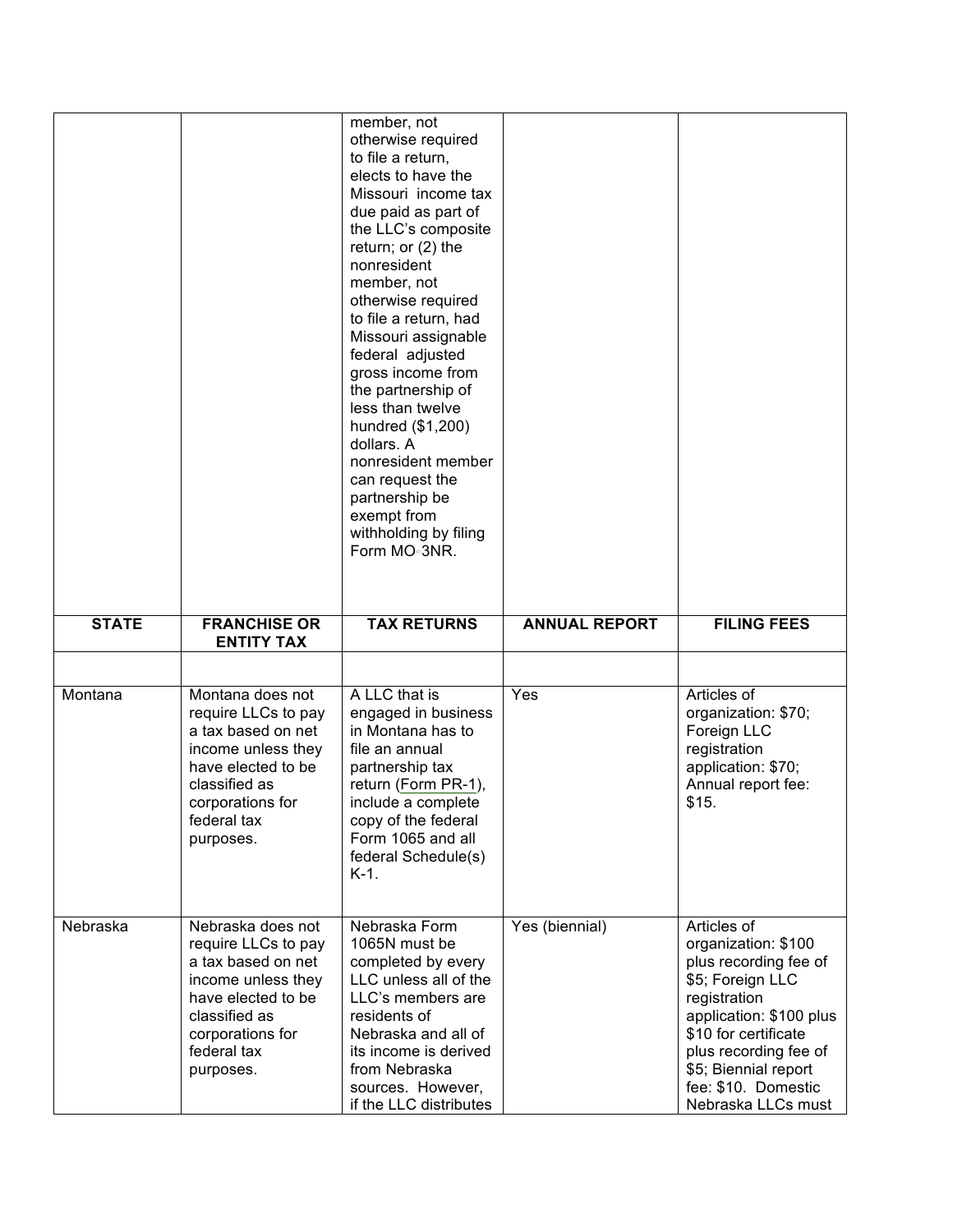|  |  | member, not otherwise required to file a return, elects to have the Missouri income tax due paid as part of the LLC's composite return; or (2) the nonresident member, not otherwise required to file a return, had Missouri assignable federal adjusted gross income from the partnership of less than twelve hundred ($1,200) dollars. A nonresident member can request the partnership be exempt from withholding by filing Form MO‐3NR. |  |  |
|---|---|---|---|---|
| **STATE** | **FRANCHISE OR ENTITY TAX** | **TAX RETURNS** | **ANNUAL REPORT** | **FILING FEES** |
|  |  |  |  |  |
| Montana | Montana does not require LLCs to pay a tax based on net income unless they have elected to be classified as corporations for federal tax purposes. | A LLC that is engaged in business in Montana has to file an annual partnership tax return (Form PR-1), include a complete copy of the federal Form 1065 and all federal Schedule(s) K-1. | Yes | Articles of organization: $70; Foreign LLC registration application: $70; Annual report fee: $15. |
| Nebraska | Nebraska does not require LLCs to pay a tax based on net income unless they have elected to be classified as corporations for federal tax purposes. | Nebraska Form 1065N must be completed by every LLC unless all of the LLC's members are residents of Nebraska and all of its income is derived from Nebraska sources. However, if the LLC distributes | Yes (biennial) | Articles of organization: $100 plus recording fee of $5; Foreign LLC registration application: $100 plus $10 for certificate plus recording fee of $5; Biennial report fee: $10. Domestic Nebraska LLCs must |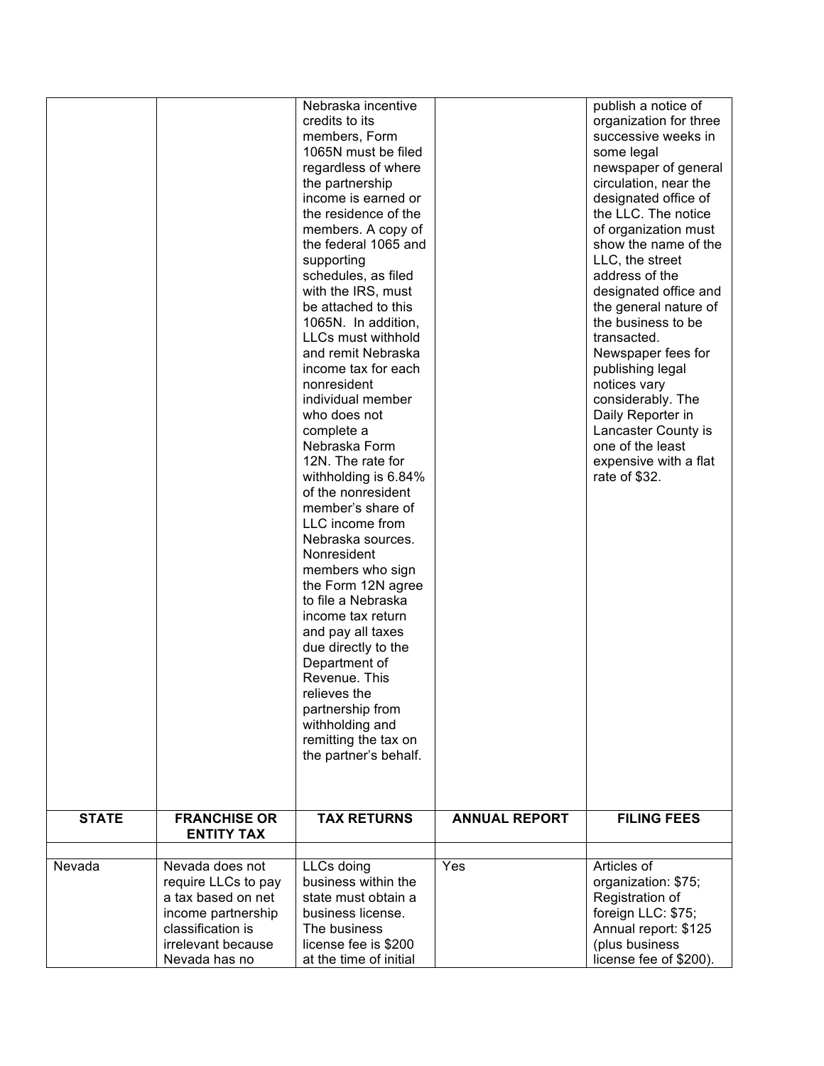| | | Nebraska incentive credits to its members, Form 1065N must be filed regardless of where the partnership income is earned or the residence of the members. A copy of the federal 1065 and supporting schedules, as filed with the IRS, must be attached to this 1065N. In addition, LLCs must withhold and remit Nebraska income tax for each nonresident individual member who does not complete a Nebraska Form 12N. The rate for withholding is 6.84% of the nonresident member's share of LLC income from Nebraska sources. Nonresident members who sign the Form 12N agree to file a Nebraska income tax return and pay all taxes due directly to the Department of Revenue. This relieves the partnership from withholding and remitting the tax on the partner's behalf. | | publish a notice of organization for three successive weeks in some legal newspaper of general circulation, near the designated office of the LLC. The notice of organization must show the name of the LLC, the street address of the designated office and the general nature of the business to be transacted. Newspaper fees for publishing legal notices vary considerably. The Daily Reporter in Lancaster County is one of the least expensive with a flat rate of $32. |
|---|---|---|---|---|
| **STATE** | **FRANCHISE OR ENTITY TAX** | **TAX RETURNS** | **ANNUAL REPORT** | **FILING FEES** |
| | | | | |
| Nevada | Nevada does not require LLCs to pay a tax based on net income partnership classification is irrelevant because Nevada has no | LLCs doing business within the state must obtain a business license. The business license fee is $200 at the time of initial | Yes | Articles of organization: $75; Registration of foreign LLC: $75; Annual report: $125 (plus business license fee of $200). |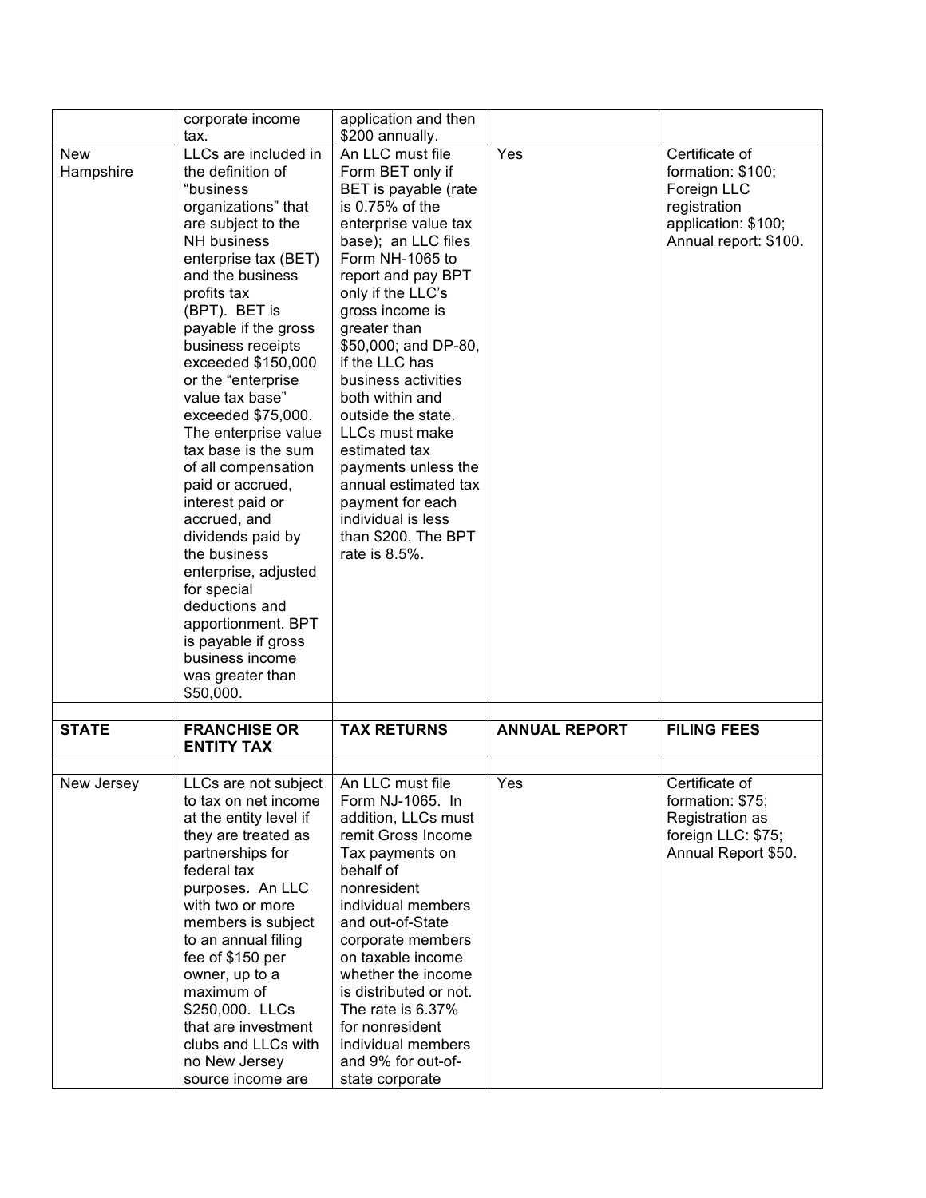| | corporate income tax. | application and then $200 annually. | | |
|---|---|---|---|---|
| New Hampshire | LLCs are included in the definition of "business organizations" that are subject to the NH business enterprise tax (BET) and the business profits tax (BPT). BET is payable if the gross business receipts exceeded $150,000 or the "enterprise value tax base" exceeded $75,000. The enterprise value tax base is the sum of all compensation paid or accrued, interest paid or accrued, and dividends paid by the business enterprise, adjusted for special deductions and apportionment. BPT is payable if gross business income was greater than $50,000. | An LLC must file Form BET only if BET is payable (rate is 0.75% of the enterprise value tax base); an LLC files Form NH-1065 to report and pay BPT only if the LLC's gross income is greater than $50,000; and DP-80, if the LLC has business activities both within and outside the state. LLCs must make estimated tax payments unless the annual estimated tax payment for each individual is less than $200. The BPT rate is 8.5%. | Yes | Certificate of formation: $100; Foreign LLC registration application: $100; Annual report: $100. |
| | | | | |
| **STATE** | **FRANCHISE OR ENTITY TAX** | **TAX RETURNS** | **ANNUAL REPORT** | **FILING FEES** |
| | | | | |
| New Jersey | LLCs are not subject to tax on net income at the entity level if they are treated as partnerships for federal tax purposes. An LLC with two or more members is subject to an annual filing fee of $150 per owner, up to a maximum of $250,000. LLCs that are investment clubs and LLCs with no New Jersey source income are | An LLC must file Form NJ-1065. In addition, LLCs must remit Gross Income Tax payments on behalf of nonresident individual members and out-of-State corporate members on taxable income whether the income is distributed or not. The rate is 6.37% for nonresident individual members and 9% for out-of-state corporate | Yes | Certificate of formation: $75; Registration as foreign LLC: $75; Annual Report $50. |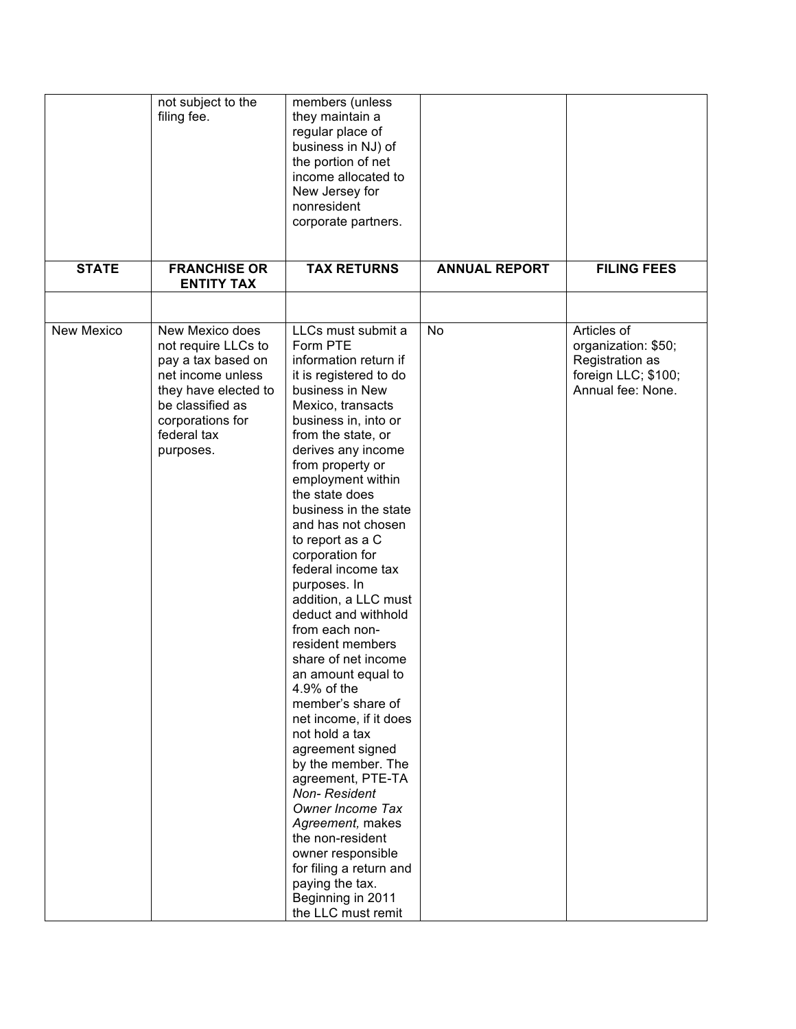| STATE | FRANCHISE OR ENTITY TAX | TAX RETURNS | ANNUAL REPORT | FILING FEES |
|---|---|---|---|---|
| | not subject to the filing fee. | members (unless they maintain a regular place of business in NJ) of the portion of net income allocated to New Jersey for nonresident corporate partners. | | |
| | | | | |
| New Mexico | New Mexico does not require LLCs to pay a tax based on net income unless they have elected to be classified as corporations for federal tax purposes. | LLCs must submit a Form PTE information return if it is registered to do business in New Mexico, transacts business in, into or from the state, or derives any income from property or employment within the state does business in the state and has not chosen to report as a C corporation for federal income tax purposes. In addition, a LLC must deduct and withhold from each non-resident members share of net income an amount equal to 4.9% of the member's share of net income, if it does not hold a tax agreement signed by the member. The agreement, PTE-TA *Non- Resident Owner Income Tax Agreement,* makes the non-resident owner responsible for filing a return and paying the tax. Beginning in 2011 the LLC must remit | No | Articles of organization: $50; Registration as foreign LLC; $100; Annual fee: None. |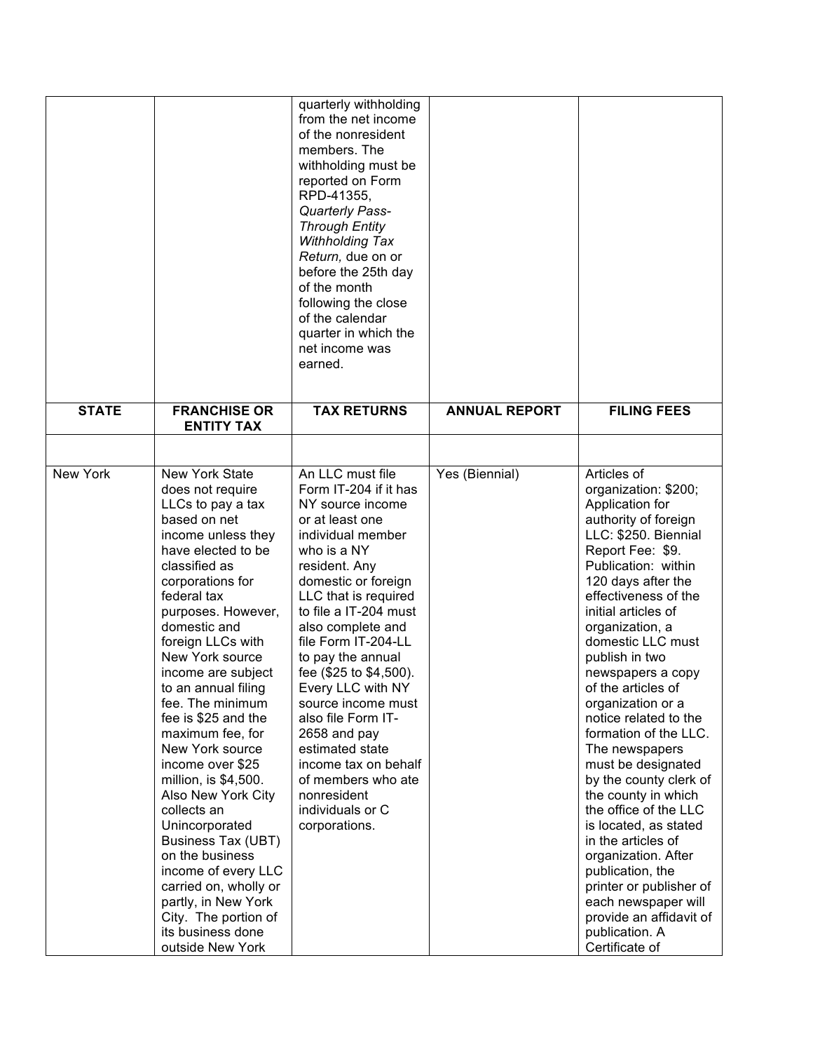| | | quarterly withholding from the net income of the nonresident members. The withholding must be reported on Form RPD-41355, *Quarterly Pass-Through Entity Withholding Tax Return,* due on or before the 25th day of the month following the close of the calendar quarter in which the net income was earned. | | |
|---|---|---|---|---|
| **STATE** | **FRANCHISE OR ENTITY TAX** | **TAX RETURNS** | **ANNUAL REPORT** | **FILING FEES** |
| | | | | |
| New York | New York State does not require LLCs to pay a tax based on net income unless they have elected to be classified as corporations for federal tax purposes. However, domestic and foreign LLCs with New York source income are subject to an annual filing fee. The minimum fee is $25 and the maximum fee, for New York source income over $25 million, is $4,500. Also New York City collects an Unincorporated Business Tax (UBT) on the business income of every LLC carried on, wholly or partly, in New York City. The portion of its business done outside New York | An LLC must file Form IT-204 if it has NY source income or at least one individual member who is a NY resident. Any domestic or foreign LLC that is required to file a IT-204 must also complete and file Form IT-204-LL to pay the annual fee ($25 to $4,500). Every LLC with NY source income must also file Form IT-2658 and pay estimated state income tax on behalf of members who ate nonresident individuals or C corporations. | Yes (Biennial) | Articles of organization: $200; Application for authority of foreign LLC: $250. Biennial Report Fee: $9. Publication: within 120 days after the effectiveness of the initial articles of organization, a domestic LLC must publish in two newspapers a copy of the articles of organization or a notice related to the formation of the LLC. The newspapers must be designated by the county clerk of the county in which the office of the LLC is located, as stated in the articles of organization. After publication, the printer or publisher of each newspaper will provide an affidavit of publication. A Certificate of |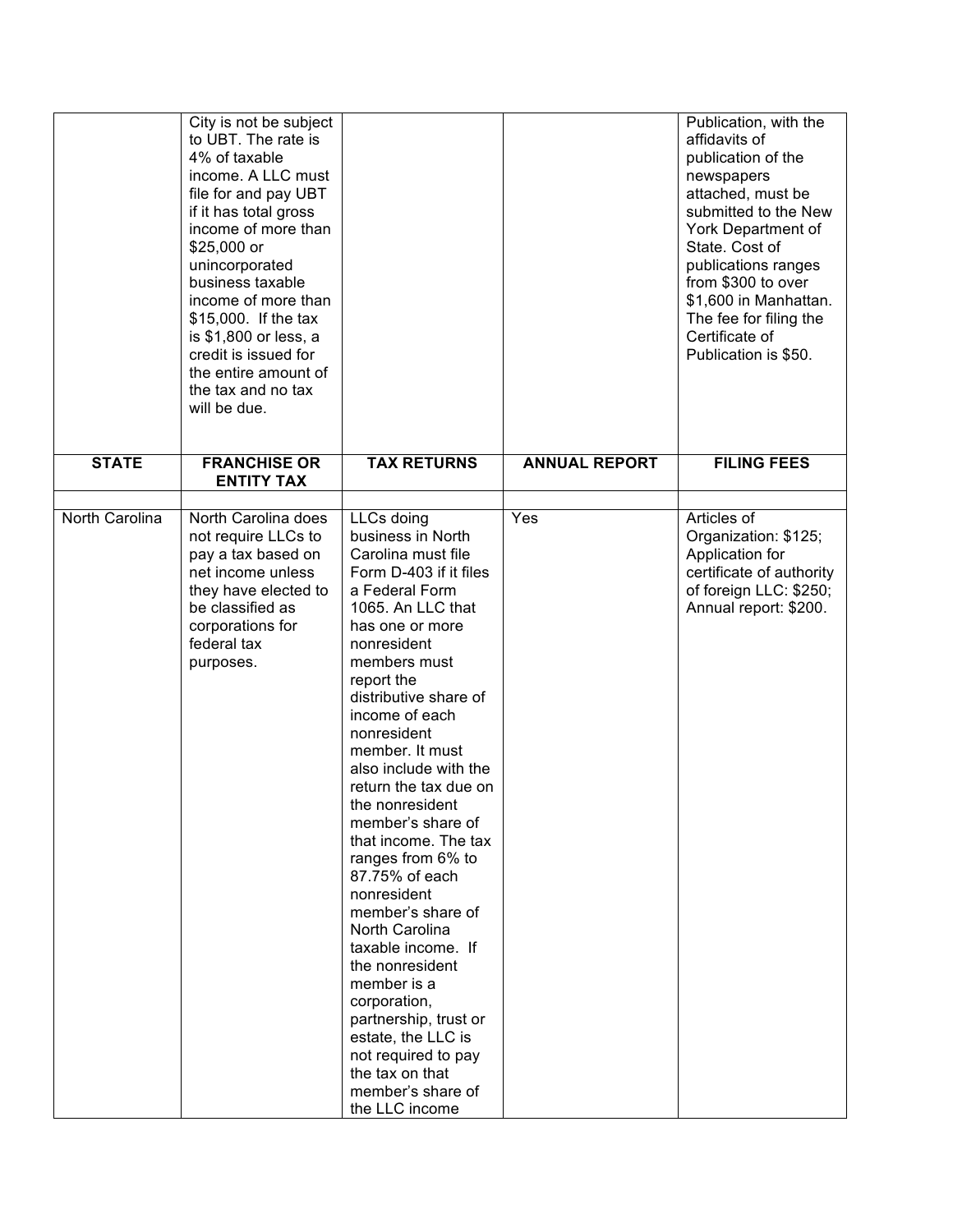| | | | | |
|---|---|---|---|---|
| | City is not be subject to UBT. The rate is 4% of taxable income. A LLC must file for and pay UBT if it has total gross income of more than $25,000 or unincorporated business taxable income of more than $15,000. If the tax is $1,800 or less, a credit is issued for the entire amount of the tax and no tax will be due. | | | Publication, with the affidavits of publication of the newspapers attached, must be submitted to the New York Department of State. Cost of publications ranges from $300 to over $1,600 in Manhattan. The fee for filing the Certificate of Publication is $50. |
| **STATE** | **FRANCHISE OR ENTITY TAX** | **TAX RETURNS** | **ANNUAL REPORT** | **FILING FEES** |
| | | | | |
| North Carolina | North Carolina does not require LLCs to pay a tax based on net income unless they have elected to be classified as corporations for federal tax purposes. | LLCs doing business in North Carolina must file Form D-403 if it files a Federal Form 1065. An LLC that has one or more nonresident members must report the distributive share of income of each nonresident member. It must also include with the return the tax due on the nonresident member's share of that income. The tax ranges from 6% to 87.75% of each nonresident member's share of North Carolina taxable income. If the nonresident member is a corporation, partnership, trust or estate, the LLC is not required to pay the tax on that member's share of the LLC income | Yes | Articles of Organization: $125; Application for certificate of authority of foreign LLC: $250; Annual report: $200. |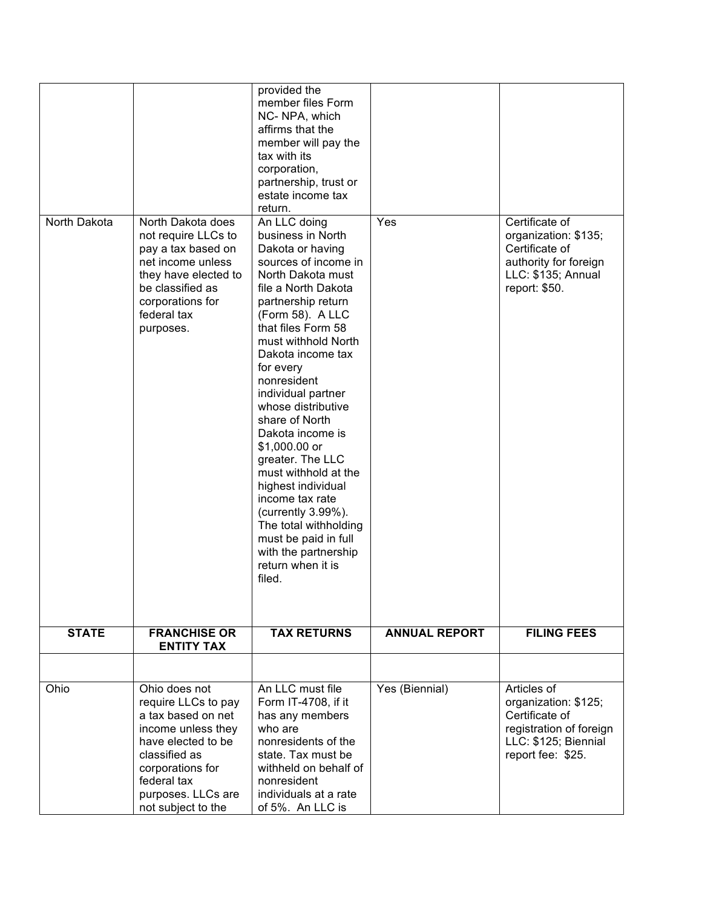| | | provided the member files Form NC- NPA, which affirms that the member will pay the tax with its corporation, partnership, trust or estate income tax return. | | |
|---|---|---|---|---|
| North Dakota | North Dakota does not require LLCs to pay a tax based on net income unless they have elected to be classified as corporations for federal tax purposes. | An LLC doing business in North Dakota or having sources of income in North Dakota must file a North Dakota partnership return (Form 58). A LLC that files Form 58 must withhold North Dakota income tax for every nonresident individual partner whose distributive share of North Dakota income is $1,000.00 or greater. The LLC must withhold at the highest individual income tax rate (currently 3.99%). The total withholding must be paid in full with the partnership return when it is filed. | Yes | Certificate of organization: $135; Certificate of authority for foreign LLC: $135; Annual report: $50. |
| **STATE** | **FRANCHISE OR ENTITY TAX** | **TAX RETURNS** | **ANNUAL REPORT** | **FILING FEES** |
| | | | | |
| Ohio | Ohio does not require LLCs to pay a tax based on net income unless they have elected to be classified as corporations for federal tax purposes. LLCs are not subject to the | An LLC must file Form IT-4708, if it has any members who are nonresidents of the state. Tax must be withheld on behalf of nonresident individuals at a rate of 5%. An LLC is | Yes (Biennial) | Articles of organization: $125; Certificate of registration of foreign LLC: $125; Biennial report fee: $25. |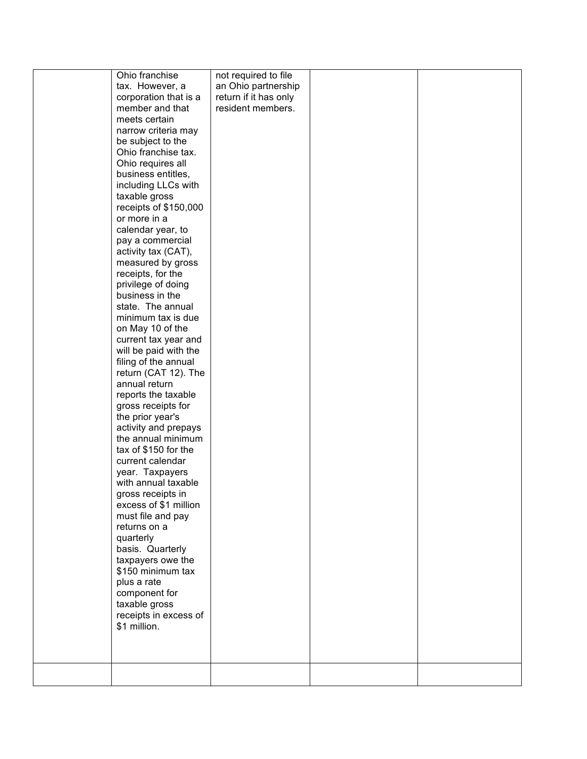|  |  |  |  |  |
|---|---|---|---|---|
|  | Ohio franchise tax. However, a corporation that is a member and that meets certain narrow criteria may be subject to the Ohio franchise tax. Ohio requires all business entitles, including LLCs with taxable gross receipts of $150,000 or more in a calendar year, to pay a commercial activity tax (CAT), measured by gross receipts, for the privilege of doing business in the state. The annual minimum tax is due on May 10 of the current tax year and will be paid with the filing of the annual return (CAT 12). The annual return reports the taxable gross receipts for the prior year's activity and prepays the annual minimum tax of $150 for the current calendar year. Taxpayers with annual taxable gross receipts in excess of $1 million must file and pay returns on a quarterly basis. Quarterly taxpayers owe the $150 minimum tax plus a rate component for taxable gross receipts in excess of $1 million. | not required to file an Ohio partnership return if it has only resident members. |  |  |
|  |  |  |  |  |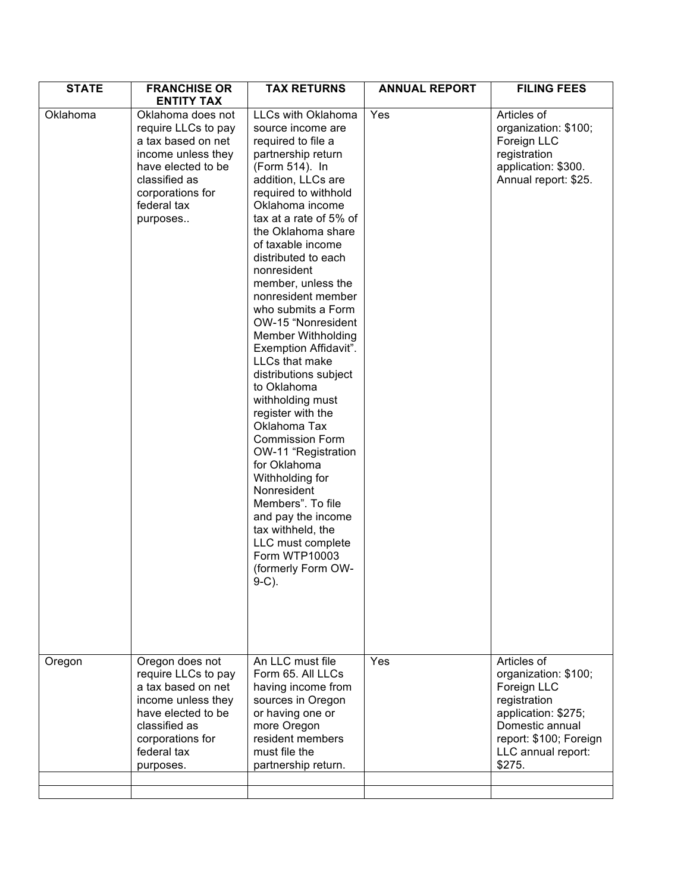| STATE | FRANCHISE OR ENTITY TAX | TAX RETURNS | ANNUAL REPORT | FILING FEES |
|---|---|---|---|---|
| Oklahoma | Oklahoma does not require LLCs to pay a tax based on net income unless they have elected to be classified as corporations for federal tax purposes.. | LLCs with Oklahoma source income are required to file a partnership return (Form 514). In addition, LLCs are required to withhold Oklahoma income tax at a rate of 5% of the Oklahoma share of taxable income distributed to each nonresident member, unless the nonresident member who submits a Form OW-15 "Nonresident Member Withholding Exemption Affidavit". LLCs that make distributions subject to Oklahoma withholding must register with the Oklahoma Tax Commission Form OW-11 "Registration for Oklahoma Withholding for Nonresident Members". To file and pay the income tax withheld, the LLC must complete Form WTP10003 (formerly Form OW-9-C). | Yes | Articles of organization: $100; Foreign LLC registration application: $300. Annual report: $25. |
| Oregon | Oregon does not require LLCs to pay a tax based on net income unless they have elected to be classified as corporations for federal tax purposes. | An LLC must file Form 65. All LLCs having income from sources in Oregon or having one or more Oregon resident members must file the partnership return. | Yes | Articles of organization: $100; Foreign LLC registration application: $275; Domestic annual report: $100; Foreign LLC annual report: $275. |
| | | | | |
| | | | | |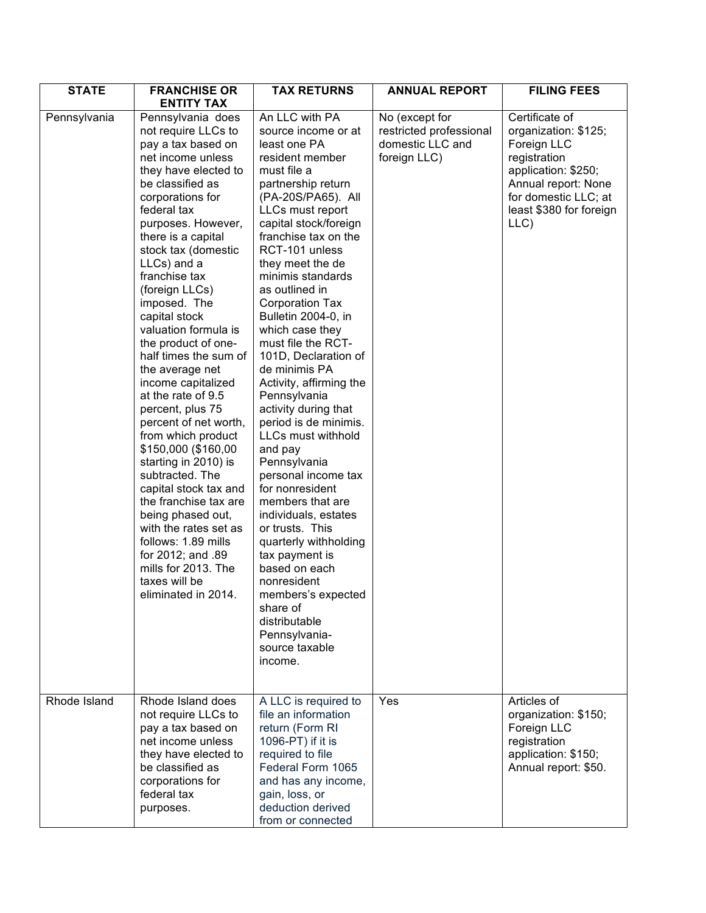| STATE | FRANCHISE OR ENTITY TAX | TAX RETURNS | ANNUAL REPORT | FILING FEES |
|---|---|---|---|---|
| Pennsylvania | Pennsylvania does not require LLCs to pay a tax based on net income unless they have elected to be classified as corporations for federal tax purposes. However, there is a capital stock tax (domestic LLCs) and a franchise tax (foreign LLCs) imposed. The capital stock valuation formula is the product of one-half times the sum of the average net income capitalized at the rate of 9.5 percent, plus 75 percent of net worth, from which product $150,000 ($160,00 starting in 2010) is subtracted. The capital stock tax and the franchise tax are being phased out, with the rates set as follows: 1.89 mills for 2012; and .89 mills for 2013. The taxes will be eliminated in 2014. | An LLC with PA source income or at least one PA resident member must file a partnership return (PA-20S/PA65). All LLCs must report capital stock/foreign franchise tax on the RCT-101 unless they meet the de minimis standards as outlined in Corporation Tax Bulletin 2004-0, in which case they must file the RCT-101D, Declaration of de minimis PA Activity, affirming the Pennsylvania activity during that period is de minimis. LLCs must withhold and pay Pennsylvania personal income tax for nonresident members that are individuals, estates or trusts. This quarterly withholding tax payment is based on each nonresident members's expected share of distributable Pennsylvania-source taxable income. | No (except for restricted professional domestic LLC and foreign LLC) | Certificate of organization: $125; Foreign LLC registration application: $250; Annual report: None for domestic LLC; at least $380 for foreign LLC) |
| Rhode Island | Rhode Island does not require LLCs to pay a tax based on net income unless they have elected to be classified as corporations for federal tax purposes. | A LLC is required to file an information return (Form RI 1096-PT) if it is required to file Federal Form 1065 and has any income, gain, loss, or deduction derived from or connected | Yes | Articles of organization: $150; Foreign LLC registration application: $150; Annual report: $50. |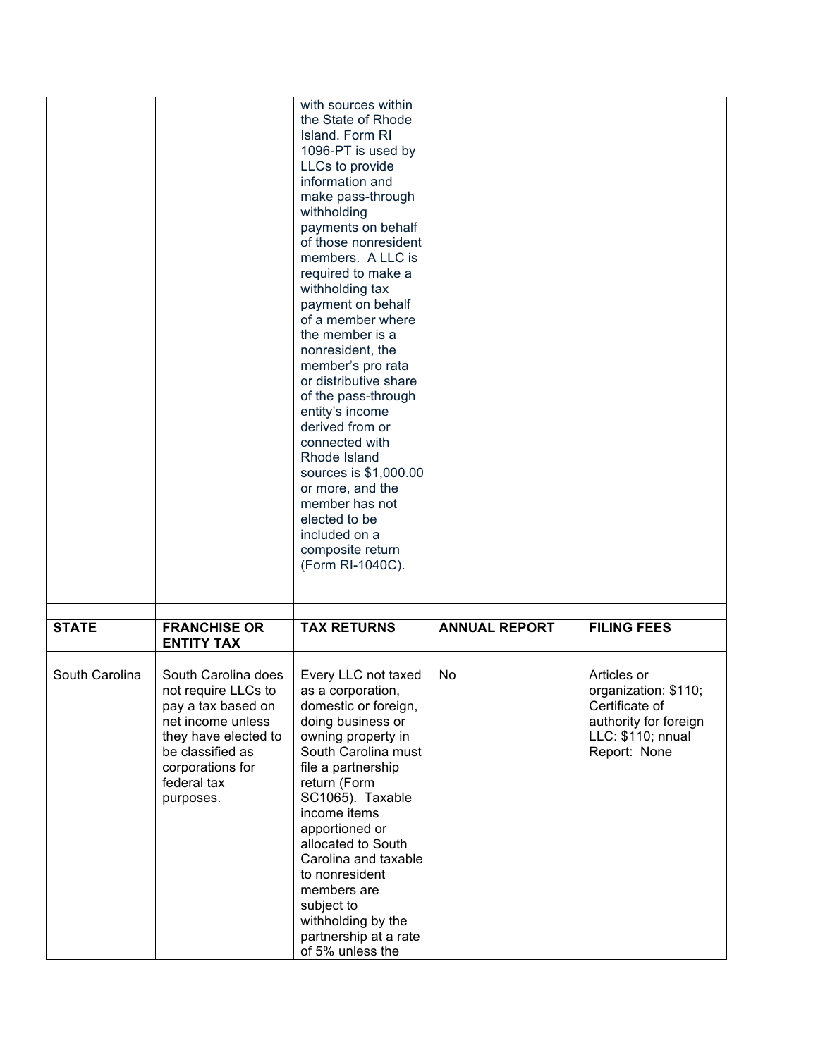| | | with sources within the State of Rhode Island. Form RI 1096-PT is used by LLCs to provide information and make pass-through withholding payments on behalf of those nonresident members. A LLC is required to make a withholding tax payment on behalf of a member where the member is a nonresident, the member's pro rata or distributive share of the pass-through entity's income derived from or connected with Rhode Island sources is $1,000.00 or more, and the member has not elected to be included on a composite return (Form RI-1040C). | | |
|---|---|---|---|---|

| STATE | FRANCHISE OR ENTITY TAX | TAX RETURNS | ANNUAL REPORT | FILING FEES |
|---|---|---|---|---|
| | | | | |
| South Carolina | South Carolina does not require LLCs to pay a tax based on net income unless they have elected to be classified as corporations for federal tax purposes. | Every LLC not taxed as a corporation, domestic or foreign, doing business or owning property in South Carolina must file a partnership return (Form SC1065). Taxable income items apportioned or allocated to South Carolina and taxable to nonresident members are subject to withholding by the partnership at a rate of 5% unless the | No | Articles or organization: $110; Certificate of authority for foreign LLC: $110; nnual Report: None |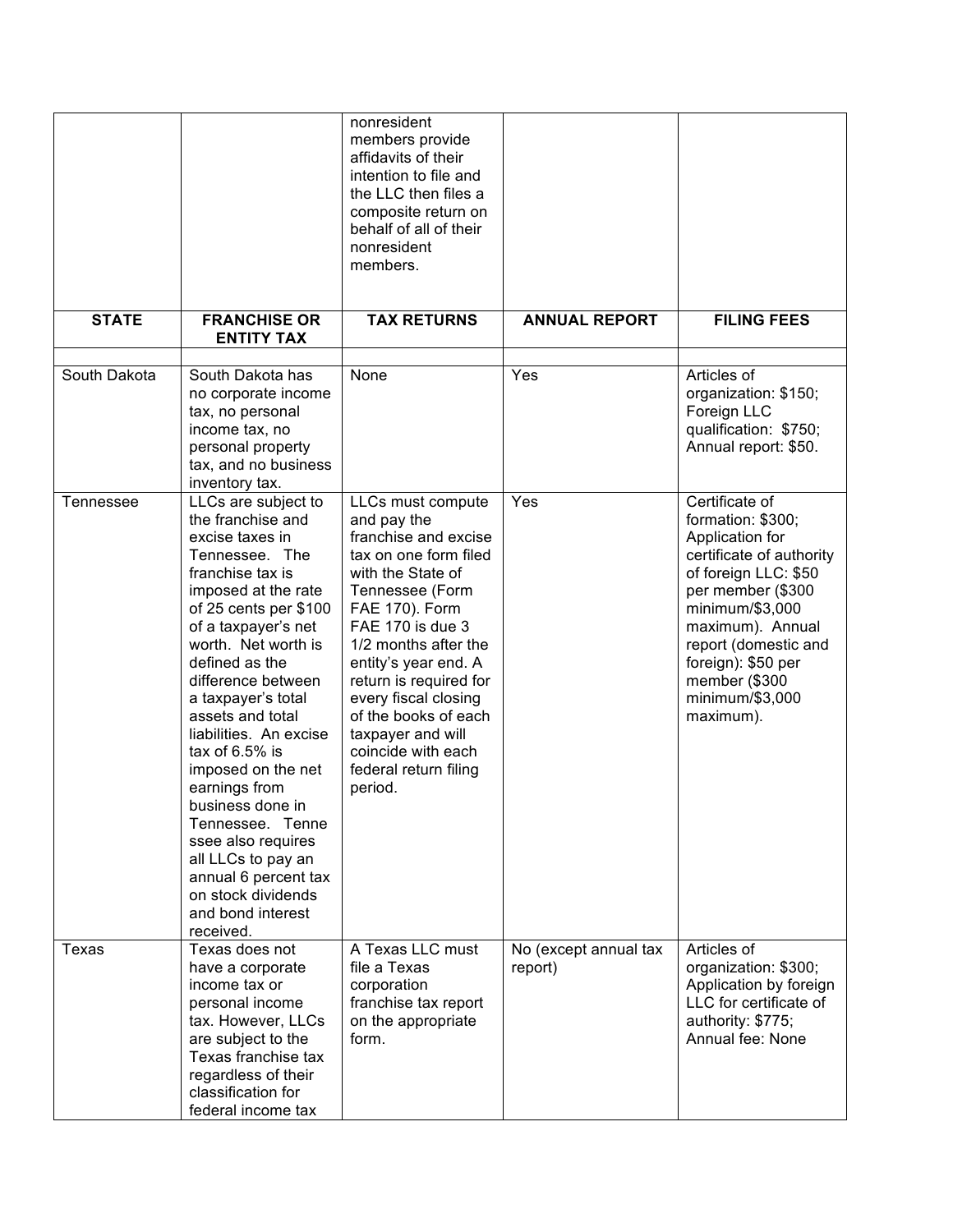| | | nonresident members provide affidavits of their intention to file and the LLC then files a composite return on behalf of all of their nonresident members. | | |
|---|---|---|---|---|
| **STATE** | **FRANCHISE OR ENTITY TAX** | **TAX RETURNS** | **ANNUAL REPORT** | **FILING FEES** |
| | | | | |
| South Dakota | South Dakota has no corporate income tax, no personal income tax, no personal property tax, and no business inventory tax. | None | Yes | Articles of organization: $150; Foreign LLC qualification: $750; Annual report: $50. |
| Tennessee | LLCs are subject to the franchise and excise taxes in Tennessee. The franchise tax is imposed at the rate of 25 cents per $100 of a taxpayer's net worth. Net worth is defined as the difference between a taxpayer's total assets and total liabilities. An excise tax of 6.5% is imposed on the net earnings from business done in Tennessee. Tennessee also requires all LLCs to pay an annual 6 percent tax on stock dividends and bond interest received. | LLCs must compute and pay the franchise and excise tax on one form filed with the State of Tennessee (Form FAE 170). Form FAE 170 is due 3 1/2 months after the entity's year end. A return is required for every fiscal closing of the books of each taxpayer and will coincide with each federal return filing period. | Yes | Certificate of formation: $300; Application for certificate of authority of foreign LLC: $50 per member ($300 minimum/$3,000 maximum). Annual report (domestic and foreign): $50 per member ($300 minimum/$3,000 maximum). |
| Texas | Texas does not have a corporate income tax or personal income tax. However, LLCs are subject to the Texas franchise tax regardless of their classification for federal income tax | A Texas LLC must file a Texas corporation franchise tax report on the appropriate form. | No (except annual tax report) | Articles of organization: $300; Application by foreign LLC for certificate of authority: $775; Annual fee: None |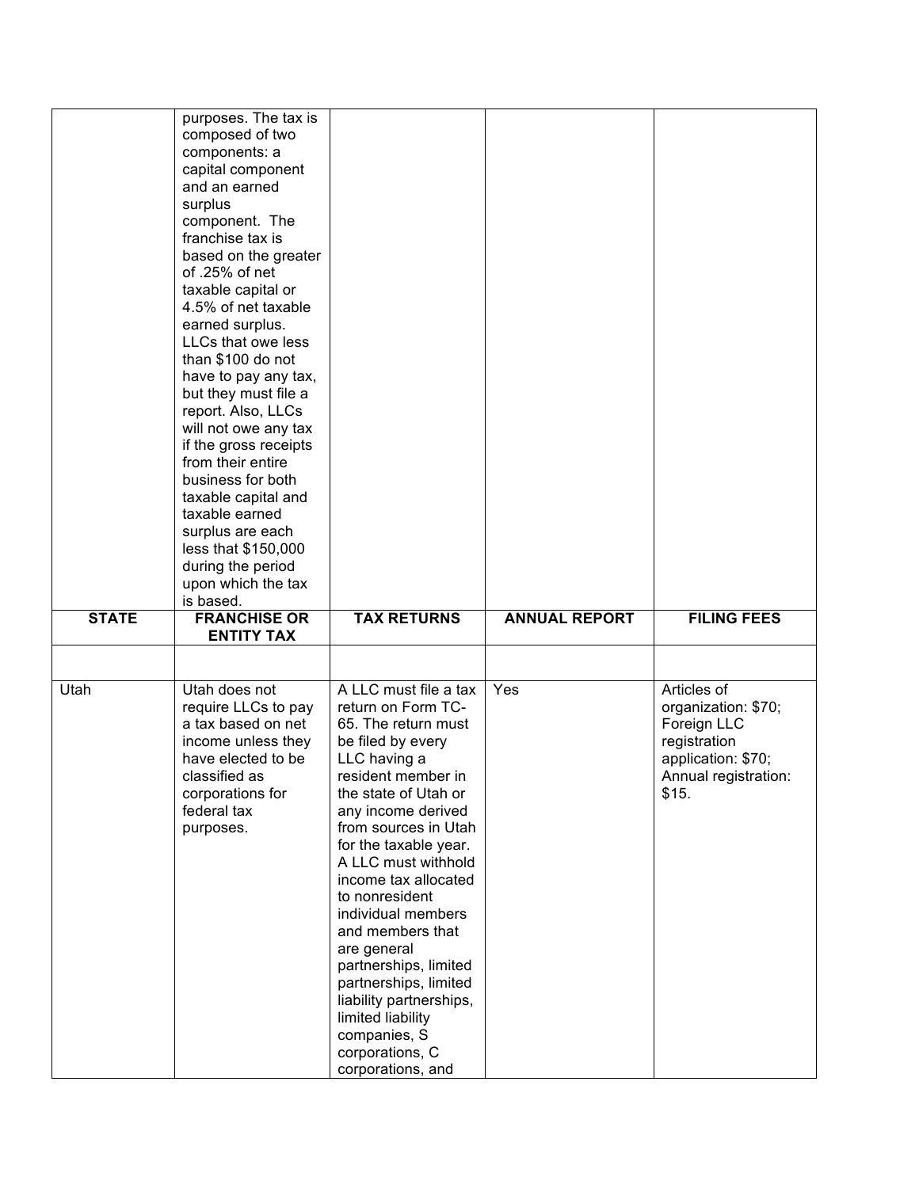| | | | | |
|---|---|---|---|---|
| | purposes. The tax is composed of two components: a capital component and an earned surplus component. The franchise tax is based on the greater of .25% of net taxable capital or 4.5% of net taxable earned surplus. LLCs that owe less than $100 do not have to pay any tax, but they must file a report. Also, LLCs will not owe any tax if the gross receipts from their entire business for both taxable capital and taxable earned surplus are each less that $150,000 during the period upon which the tax is based. | | | |

| STATE | FRANCHISE OR ENTITY TAX | TAX RETURNS | ANNUAL REPORT | FILING FEES |
|---|---|---|---|---|
| | | | | |
| Utah | Utah does not require LLCs to pay a tax based on net income unless they have elected to be classified as corporations for federal tax purposes. | A LLC must file a tax return on Form TC-65. The return must be filed by every LLC having a resident member in the state of Utah or any income derived from sources in Utah for the taxable year. A LLC must withhold income tax allocated to nonresident individual members and members that are general partnerships, limited partnerships, limited liability partnerships, limited liability companies, S corporations, C corporations, and | Yes | Articles of organization: $70; Foreign LLC registration application: $70; Annual registration: $15. |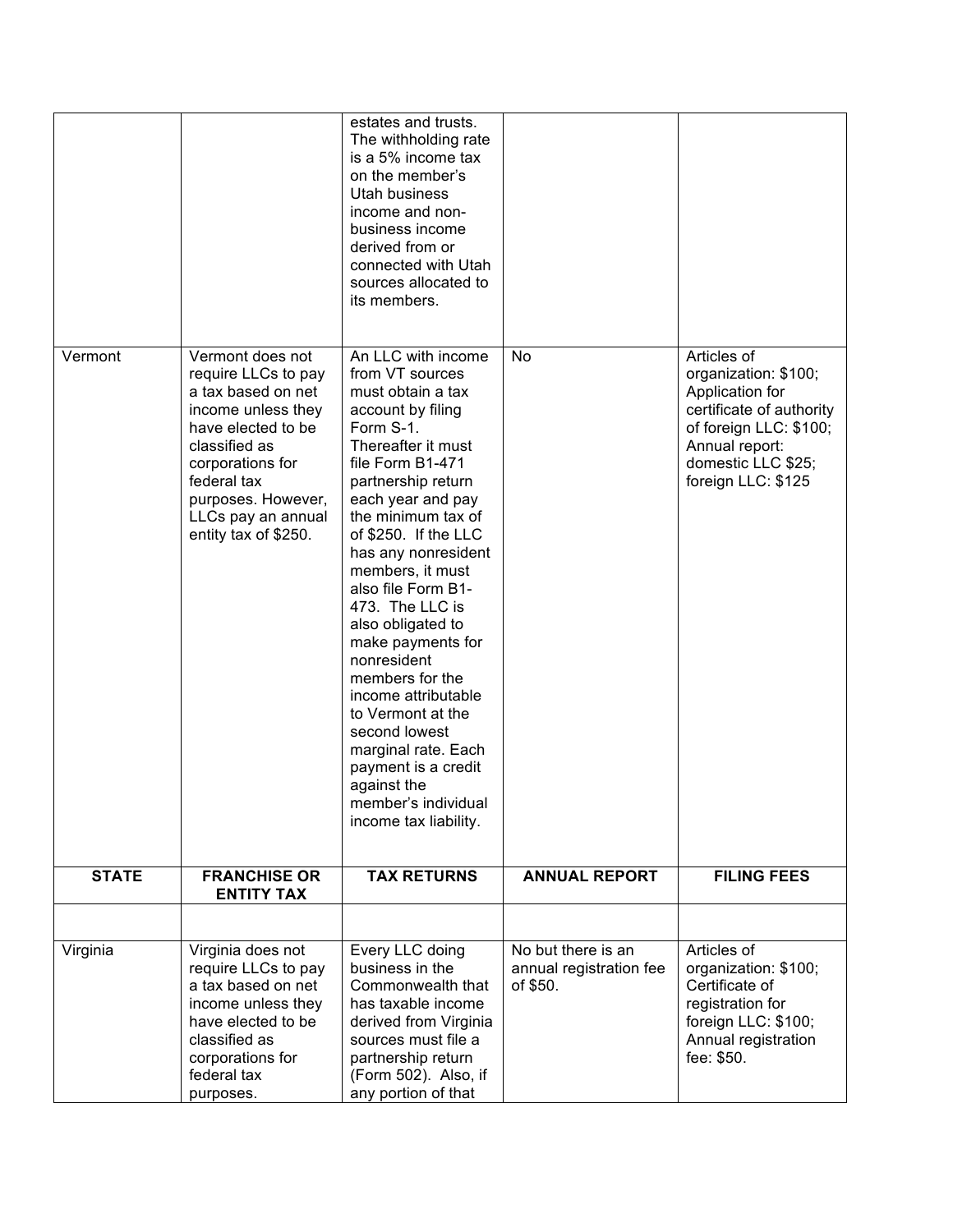| | | estates and trusts. The withholding rate is a 5% income tax on the member's Utah business income and non-business income derived from or connected with Utah sources allocated to its members. | | |
|---|---|---|---|---|
| Vermont | Vermont does not require LLCs to pay a tax based on net income unless they have elected to be classified as corporations for federal tax purposes. However, LLCs pay an annual entity tax of $250. | An LLC with income from VT sources must obtain a tax account by filing Form S-1. Thereafter it must file Form B1-471 partnership return each year and pay the minimum tax of of $250. If the LLC has any nonresident members, it must also file Form B1-473. The LLC is also obligated to make payments for nonresident members for the income attributable to Vermont at the second lowest marginal rate. Each payment is a credit against the member's individual income tax liability. | No | Articles of organization: $100; Application for certificate of authority of foreign LLC: $100; Annual report: domestic LLC $25; foreign LLC: $125 |
| **STATE** | **FRANCHISE OR ENTITY TAX** | **TAX RETURNS** | **ANNUAL REPORT** | **FILING FEES** |
| | | | | |
| Virginia | Virginia does not require LLCs to pay a tax based on net income unless they have elected to be classified as corporations for federal tax purposes. | Every LLC doing business in the Commonwealth that has taxable income derived from Virginia sources must file a partnership return (Form 502). Also, if any portion of that | No but there is an annual registration fee of $50. | Articles of organization: $100; Certificate of registration for foreign LLC: $100; Annual registration fee: $50. |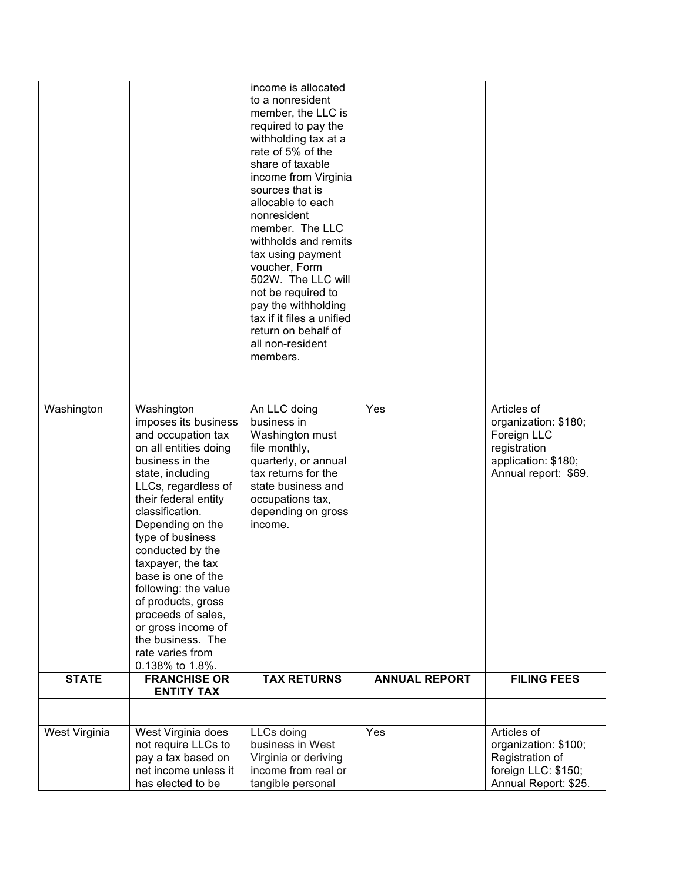| | | | | |
|---|---|---|---|---|
| | | income is allocated to a nonresident member, the LLC is required to pay the withholding tax at a rate of 5% of the share of taxable income from Virginia sources that is allocable to each nonresident member. The LLC withholds and remits tax using payment voucher, Form 502W. The LLC will not be required to pay the withholding tax if it files a unified return on behalf of all non-resident members. | | |
| Washington | Washington imposes its business and occupation tax on all entities doing business in the state, including LLCs, regardless of their federal entity classification. Depending on the type of business conducted by the taxpayer, the tax base is one of the following: the value of products, gross proceeds of sales, or gross income of the business. The rate varies from 0.138% to 1.8%. | An LLC doing business in Washington must file monthly, quarterly, or annual tax returns for the state business and occupations tax, depending on gross income. | Yes | Articles of organization: $180; Foreign LLC registration application: $180; Annual report: $69. |
| **STATE** | **FRANCHISE OR ENTITY TAX** | **TAX RETURNS** | **ANNUAL REPORT** | **FILING FEES** |
| | | | | |
| West Virginia | West Virginia does not require LLCs to pay a tax based on net income unless it has elected to be | LLCs doing business in West Virginia or deriving income from real or tangible personal | Yes | Articles of organization: $100; Registration of foreign LLC: $150; Annual Report: $25. |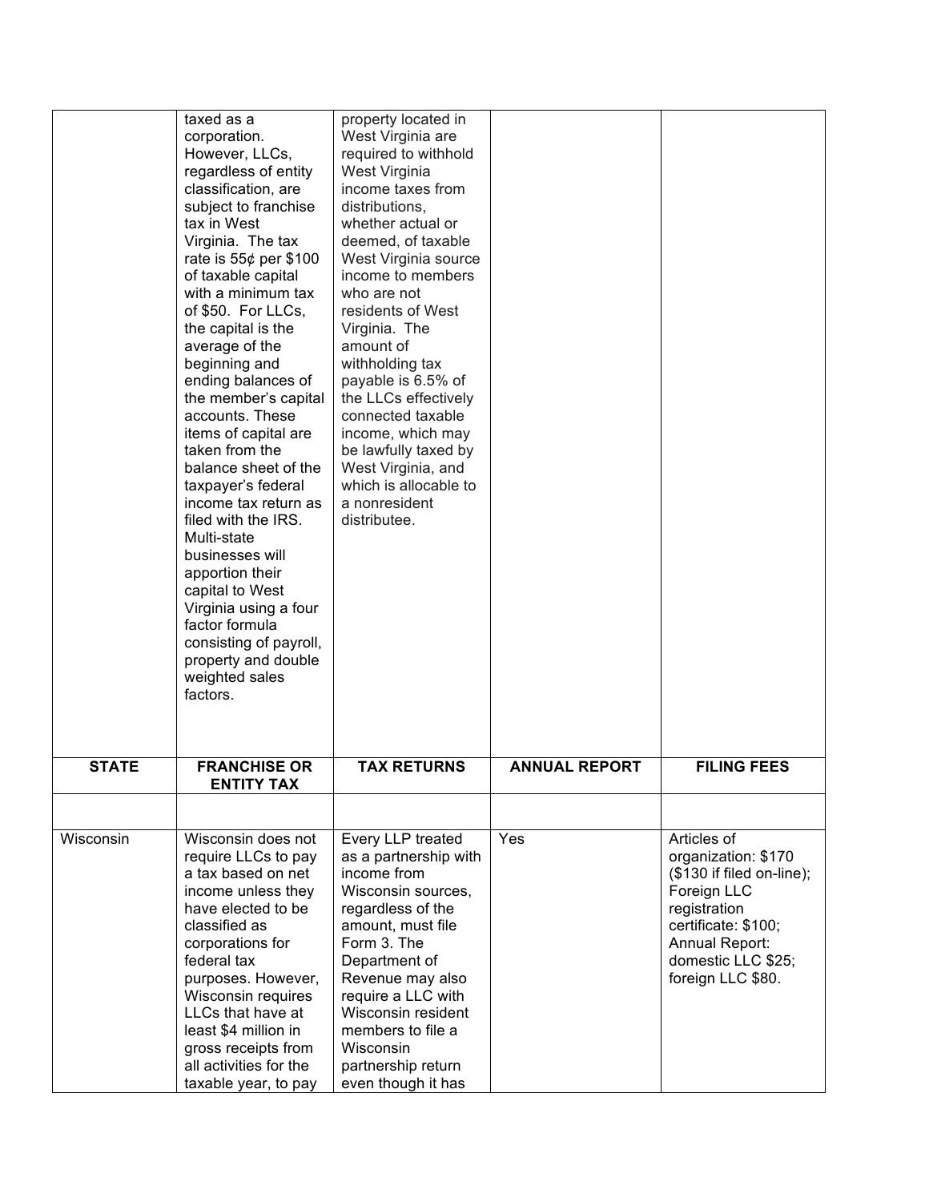| | | | | |
|---|---|---|---|---|
| | taxed as a corporation. However, LLCs, regardless of entity classification, are subject to franchise tax in West Virginia. The tax rate is 55¢ per $100 of taxable capital with a minimum tax of $50. For LLCs, the capital is the average of the beginning and ending balances of the member's capital accounts. These items of capital are taken from the balance sheet of the taxpayer's federal income tax return as filed with the IRS. Multi-state businesses will apportion their capital to West Virginia using a four factor formula consisting of payroll, property and double weighted sales factors. | property located in West Virginia are required to withhold West Virginia income taxes from distributions, whether actual or deemed, of taxable West Virginia source income to members who are not residents of West Virginia. The amount of withholding tax payable is 6.5% of the LLCs effectively connected taxable income, which may be lawfully taxed by West Virginia, and which is allocable to a nonresident distributee. | | |
| **STATE** | **FRANCHISE OR ENTITY TAX** | **TAX RETURNS** | **ANNUAL REPORT** | **FILING FEES** |
| | | | | |
| Wisconsin | Wisconsin does not require LLCs to pay a tax based on net income unless they have elected to be classified as corporations for federal tax purposes. However, Wisconsin requires LLCs that have at least $4 million in gross receipts from all activities for the taxable year, to pay | Every LLP treated as a partnership with income from Wisconsin sources, regardless of the amount, must file Form 3. The Department of Revenue may also require a LLC with Wisconsin resident members to file a Wisconsin partnership return even though it has | Yes | Articles of organization: $170 ($130 if filed on-line); Foreign LLC registration certificate: $100; Annual Report: domestic LLC $25; foreign LLC $80. |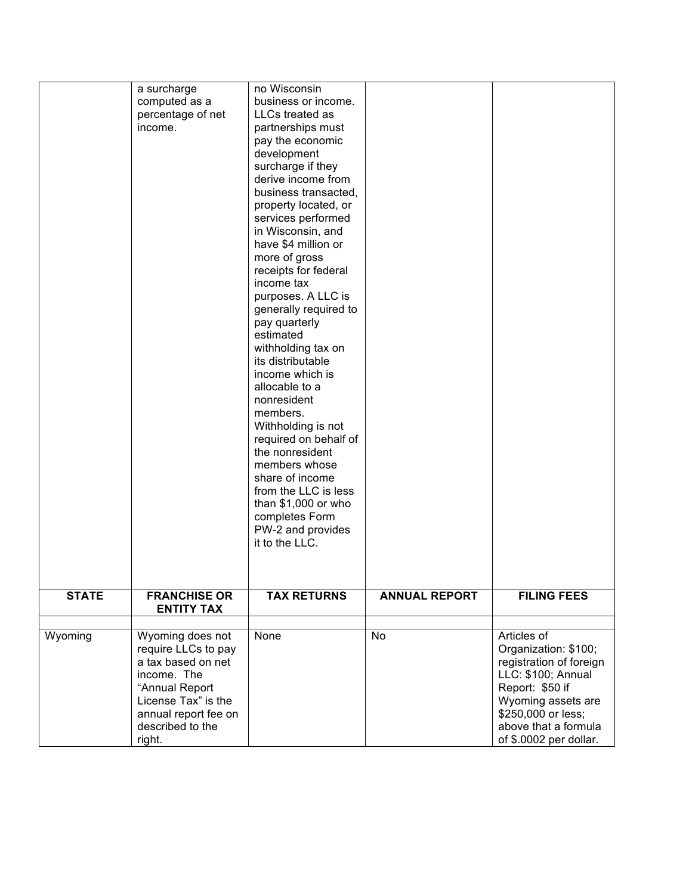| | | | | |
|---|---|---|---|---|
| | a surcharge computed as a percentage of net income. | no Wisconsin business or income. LLCs treated as partnerships must pay the economic development surcharge if they derive income from business transacted, property located, or services performed in Wisconsin, and have $4 million or more of gross receipts for federal income tax purposes. A LLC is generally required to pay quarterly estimated withholding tax on its distributable income which is allocable to a nonresident members. Withholding is not required on behalf of the nonresident members whose share of income from the LLC is less than $1,000 or who completes Form PW-2 and provides it to the LLC. | | |
| **STATE** | **FRANCHISE OR ENTITY TAX** | **TAX RETURNS** | **ANNUAL REPORT** | **FILING FEES** |
| | | | | |
| Wyoming | Wyoming does not require LLCs to pay a tax based on net income. The "Annual Report License Tax" is the annual report fee on described to the right. | None | No | Articles of Organization: $100; registration of foreign LLC: $100; Annual Report: $50 if Wyoming assets are $250,000 or less; above that a formula of $.0002 per dollar. |